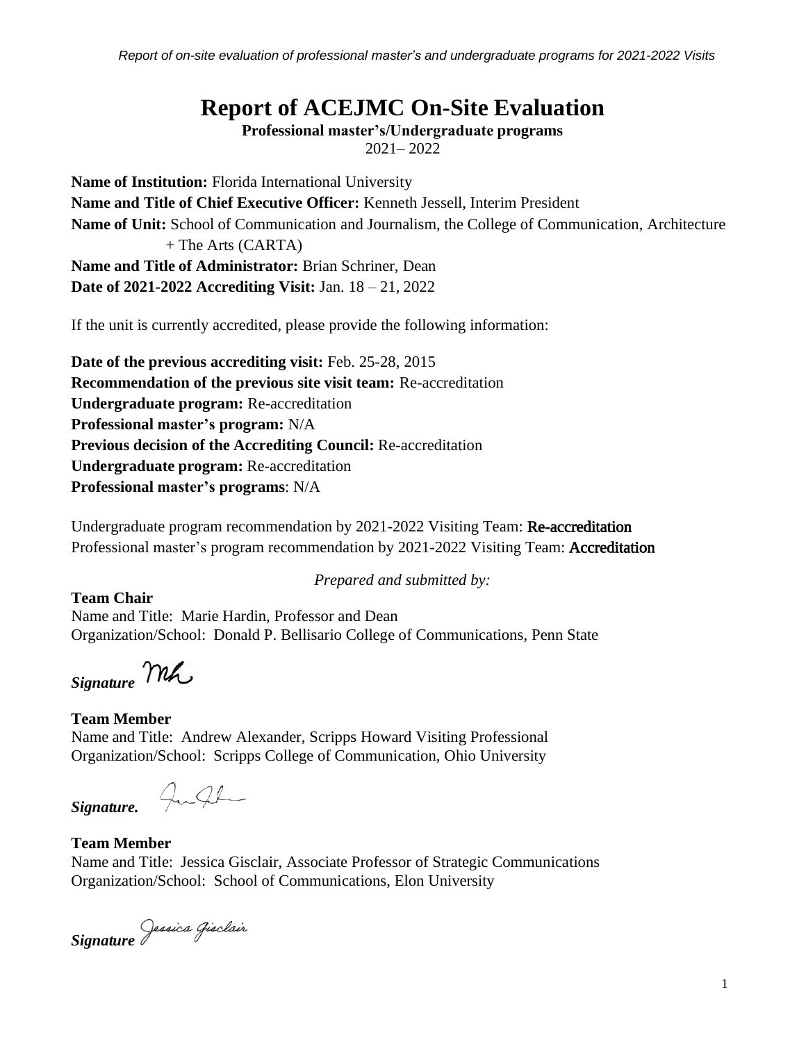# Report of ACEJMC On-Site Evaluation

**Professional master's/Undergraduate programs**
2021– 2022

**Name of Institution:** Florida International University
**Name and Title of Chief Executive Officer:** Kenneth Jessell, Interim President
**Name of Unit:** School of Communication and Journalism, the College of Communication, Architecture + The Arts (CARTA)
**Name and Title of Administrator:** Brian Schriner, Dean
**Date of 2021-2022 Accrediting Visit:** Jan. 18 – 21, 2022

If the unit is currently accredited, please provide the following information:

**Date of the previous accrediting visit:** Feb. 25-28, 2015
**Recommendation of the previous site visit team:** Re-accreditation
**Undergraduate program:** Re-accreditation
**Professional master's program:** N/A
**Previous decision of the Accrediting Council:** Re-accreditation
**Undergraduate program:** Re-accreditation
**Professional master's programs**: N/A

Undergraduate program recommendation by 2021-2022 Visiting Team: **Re-accreditation**
Professional master's program recommendation by 2021-2022 Visiting Team: **Accreditation**

*Prepared and submitted by:*

**Team Chair**
Name and Title: Marie Hardin, Professor and Dean
Organization/School: Donald P. Bellisario College of Communications, Penn State

***Signature***

**Team Member**
Name and Title: Andrew Alexander, Scripps Howard Visiting Professional
Organization/School: Scripps College of Communication, Ohio University

***Signature.***

**Team Member**
Name and Title: Jessica Gisclair, Associate Professor of Strategic Communications
Organization/School: School of Communications, Elon University

***Signature*** Jessica Gisclair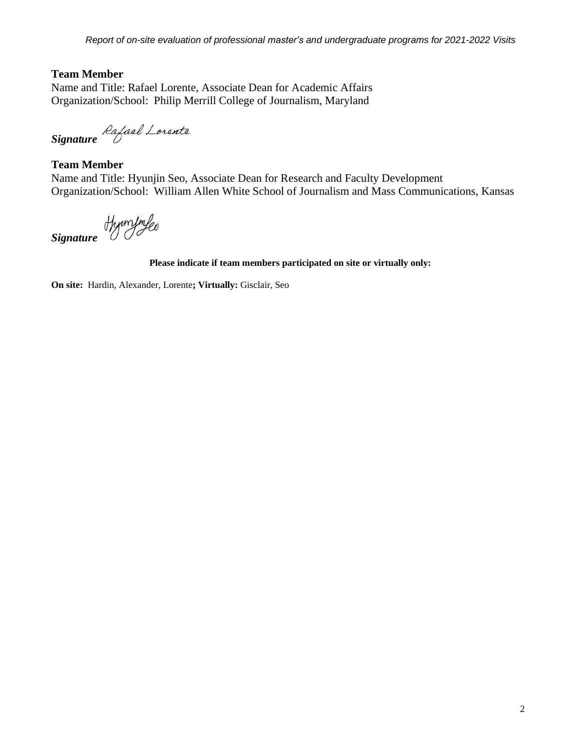**Team Member**
Name and Title: Rafael Lorente, Associate Dean for Academic Affairs
Organization/School: Philip Merrill College of Journalism, Maryland

***Signature*** Rafael Lorente

**Team Member**
Name and Title: Hyunjin Seo, Associate Dean for Research and Faculty Development
Organization/School: William Allen White School of Journalism and Mass Communications, Kansas

***Signature*** Hyunjin Seo

**Please indicate if team members participated on site or virtually only:**

**On site:** Hardin, Alexander, Lorente**; Virtually:** Gisclair, Seo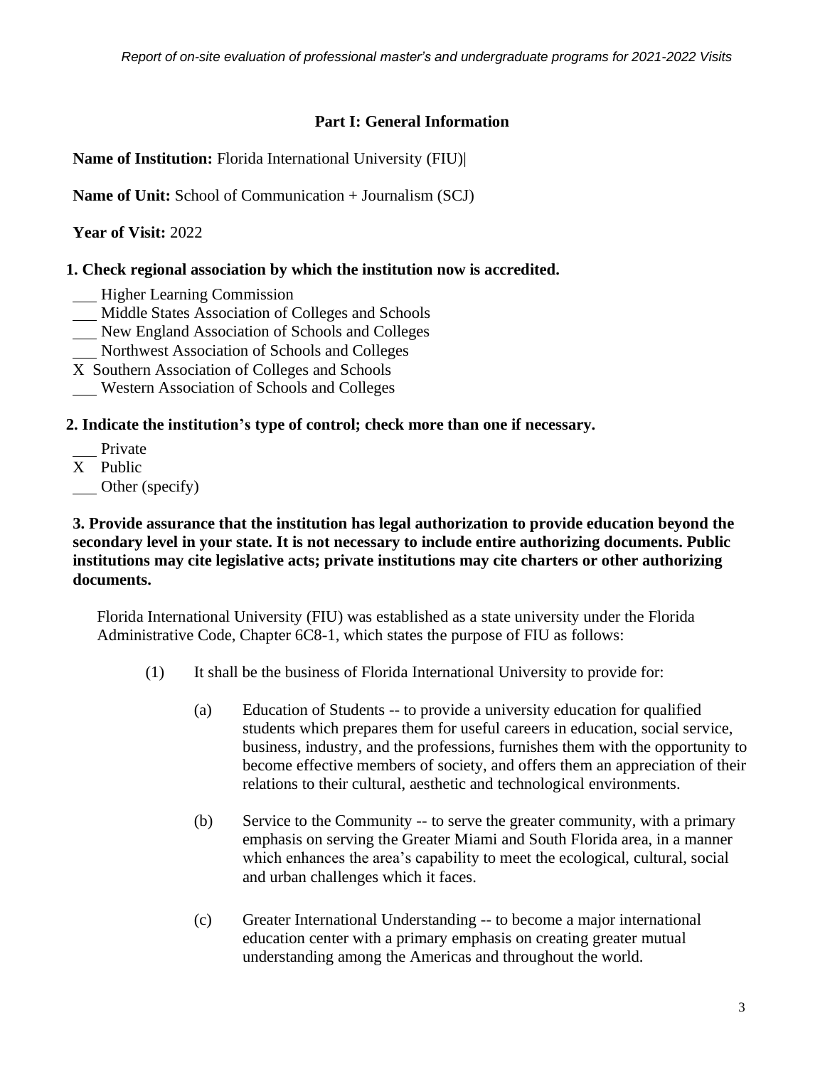## Part I: General Information

**Name of Institution:** Florida International University (FIU)

**Name of Unit:** School of Communication + Journalism (SCJ)

**Year of Visit:** 2022

**1. Check regional association by which the institution now is accredited.**

___ Higher Learning Commission
___ Middle States Association of Colleges and Schools
___ New England Association of Schools and Colleges
___ Northwest Association of Schools and Colleges
X Southern Association of Colleges and Schools
___ Western Association of Schools and Colleges

**2. Indicate the institution's type of control; check more than one if necessary.**

___ Private
X Public
___ Other (specify)

**3. Provide assurance that the institution has legal authorization to provide education beyond the secondary level in your state. It is not necessary to include entire authorizing documents. Public institutions may cite legislative acts; private institutions may cite charters or other authorizing documents.**

Florida International University (FIU) was established as a state university under the Florida Administrative Code, Chapter 6C8-1, which states the purpose of FIU as follows:

(1) It shall be the business of Florida International University to provide for:

(a) Education of Students -- to provide a university education for qualified students which prepares them for useful careers in education, social service, business, industry, and the professions, furnishes them with the opportunity to become effective members of society, and offers them an appreciation of their relations to their cultural, aesthetic and technological environments.

(b) Service to the Community -- to serve the greater community, with a primary emphasis on serving the Greater Miami and South Florida area, in a manner which enhances the area's capability to meet the ecological, cultural, social and urban challenges which it faces.

(c) Greater International Understanding -- to become a major international education center with a primary emphasis on creating greater mutual understanding among the Americas and throughout the world.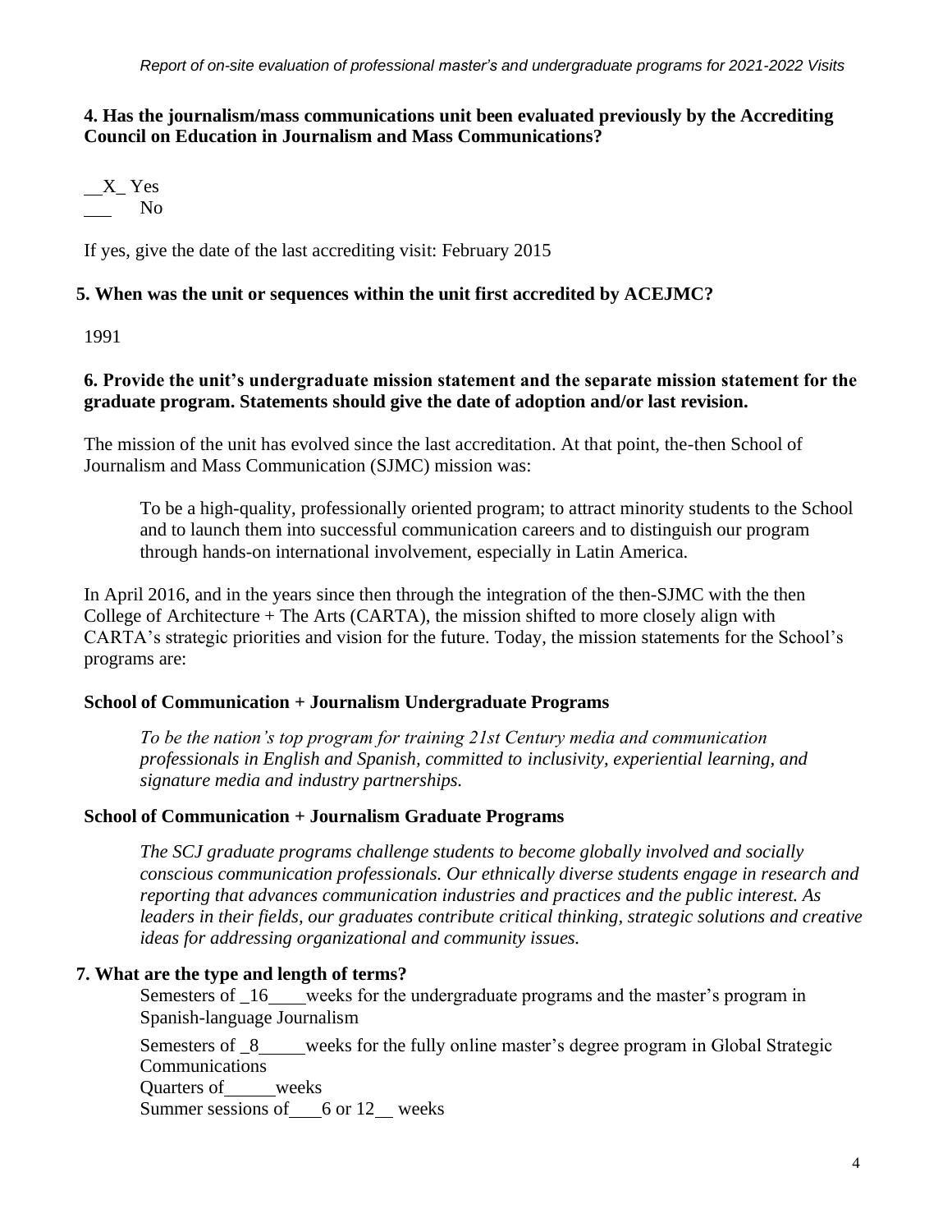**4. Has the journalism/mass communications unit been evaluated previously by the Accrediting Council on Education in Journalism and Mass Communications?**

\_\_X\_ Yes
\_\_\_ No

If yes, give the date of the last accrediting visit: February 2015

**5. When was the unit or sequences within the unit first accredited by ACEJMC?**

1991

**6. Provide the unit's undergraduate mission statement and the separate mission statement for the graduate program. Statements should give the date of adoption and/or last revision.**

The mission of the unit has evolved since the last accreditation. At that point, the-then School of Journalism and Mass Communication (SJMC) mission was:

> To be a high-quality, professionally oriented program; to attract minority students to the School and to launch them into successful communication careers and to distinguish our program through hands-on international involvement, especially in Latin America.

In April 2016, and in the years since then through the integration of the then-SJMC with the then College of Architecture + The Arts (CARTA), the mission shifted to more closely align with CARTA's strategic priorities and vision for the future. Today, the mission statements for the School's programs are:

**School of Communication + Journalism Undergraduate Programs**

> *To be the nation's top program for training 21st Century media and communication professionals in English and Spanish, committed to inclusivity, experiential learning, and signature media and industry partnerships.*

**School of Communication + Journalism Graduate Programs**

> *The SCJ graduate programs challenge students to become globally involved and socially conscious communication professionals. Our ethnically diverse students engage in research and reporting that advances communication industries and practices and the public interest. As leaders in their fields, our graduates contribute critical thinking, strategic solutions and creative ideas for addressing organizational and community issues.*

**7. What are the type and length of terms?**

Semesters of \_16\_\_\_\_ weeks for the undergraduate programs and the master's program in Spanish-language Journalism

Semesters of \_8\_\_\_\_\_ weeks for the fully online master's degree program in Global Strategic Communications

Quarters of \_\_\_\_\_\_ weeks

Summer sessions of \_\_\_\_6 or 12\_\_ weeks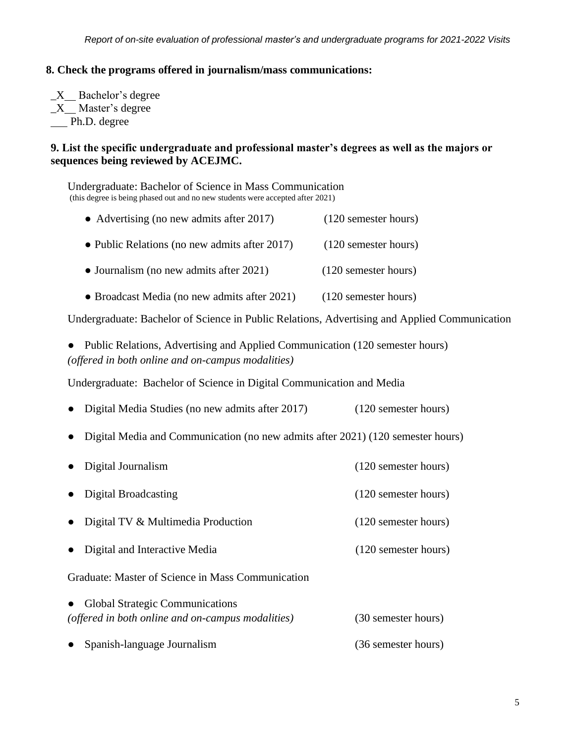**8. Check the programs offered in journalism/mass communications:**

_X__ Bachelor's degree
_X__ Master's degree
___ Ph.D. degree

**9. List the specific undergraduate and professional master's degrees as well as the majors or sequences being reviewed by ACEJMC.**

Undergraduate: Bachelor of Science in Mass Communication
(this degree is being phased out and no new students were accepted after 2021)

- Advertising (no new admits after 2017) (120 semester hours)
- Public Relations (no new admits after 2017) (120 semester hours)
- Journalism (no new admits after 2021) (120 semester hours)
- Broadcast Media (no new admits after 2021) (120 semester hours)

Undergraduate: Bachelor of Science in Public Relations, Advertising and Applied Communication

- Public Relations, Advertising and Applied Communication (120 semester hours)
*(offered in both online and on-campus modalities)*

Undergraduate: Bachelor of Science in Digital Communication and Media

- Digital Media Studies (no new admits after 2017) (120 semester hours)
- Digital Media and Communication (no new admits after 2021) (120 semester hours)
- Digital Journalism (120 semester hours)
- Digital Broadcasting (120 semester hours)
- Digital TV & Multimedia Production (120 semester hours)
- Digital and Interactive Media (120 semester hours)

Graduate: Master of Science in Mass Communication

- Global Strategic Communications
*(offered in both online and on-campus modalities)* (30 semester hours)
- Spanish-language Journalism (36 semester hours)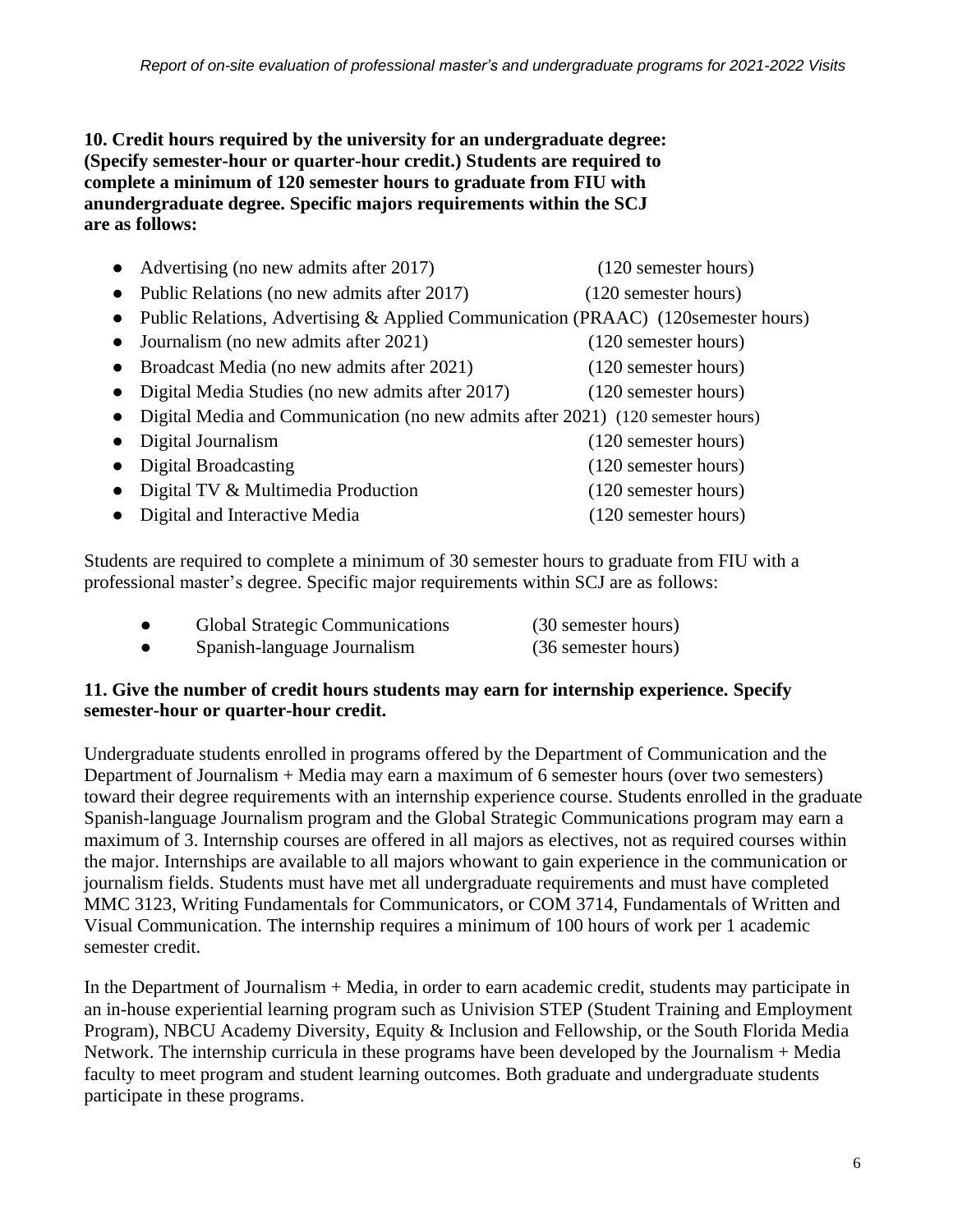**10. Credit hours required by the university for an undergraduate degree: (Specify semester-hour or quarter-hour credit.) Students are required to complete a minimum of 120 semester hours to graduate from FIU with anundergraduate degree. Specific majors requirements within the SCJ are as follows:**

- Advertising (no new admits after 2017) (120 semester hours)
- Public Relations (no new admits after 2017) (120 semester hours)
- Public Relations, Advertising & Applied Communication (PRAAC) (120semester hours)
- Journalism (no new admits after 2021) (120 semester hours)
- Broadcast Media (no new admits after 2021) (120 semester hours)
- Digital Media Studies (no new admits after 2017) (120 semester hours)
- Digital Media and Communication (no new admits after 2021) (120 semester hours)
- Digital Journalism (120 semester hours)
- Digital Broadcasting (120 semester hours)
- Digital TV & Multimedia Production (120 semester hours)
- Digital and Interactive Media (120 semester hours)

Students are required to complete a minimum of 30 semester hours to graduate from FIU with a professional master's degree. Specific major requirements within SCJ are as follows:

- Global Strategic Communications (30 semester hours)
- Spanish-language Journalism (36 semester hours)

**11. Give the number of credit hours students may earn for internship experience. Specify semester-hour or quarter-hour credit.**

Undergraduate students enrolled in programs offered by the Department of Communication and the Department of Journalism + Media may earn a maximum of 6 semester hours (over two semesters) toward their degree requirements with an internship experience course. Students enrolled in the graduate Spanish-language Journalism program and the Global Strategic Communications program may earn a maximum of 3. Internship courses are offered in all majors as electives, not as required courses within the major. Internships are available to all majors whowant to gain experience in the communication or journalism fields. Students must have met all undergraduate requirements and must have completed MMC 3123, Writing Fundamentals for Communicators, or COM 3714, Fundamentals of Written and Visual Communication. The internship requires a minimum of 100 hours of work per 1 academic semester credit.

In the Department of Journalism + Media, in order to earn academic credit, students may participate in an in-house experiential learning program such as Univision STEP (Student Training and Employment Program), NBCU Academy Diversity, Equity & Inclusion and Fellowship, or the South Florida Media Network. The internship curricula in these programs have been developed by the Journalism + Media faculty to meet program and student learning outcomes. Both graduate and undergraduate students participate in these programs.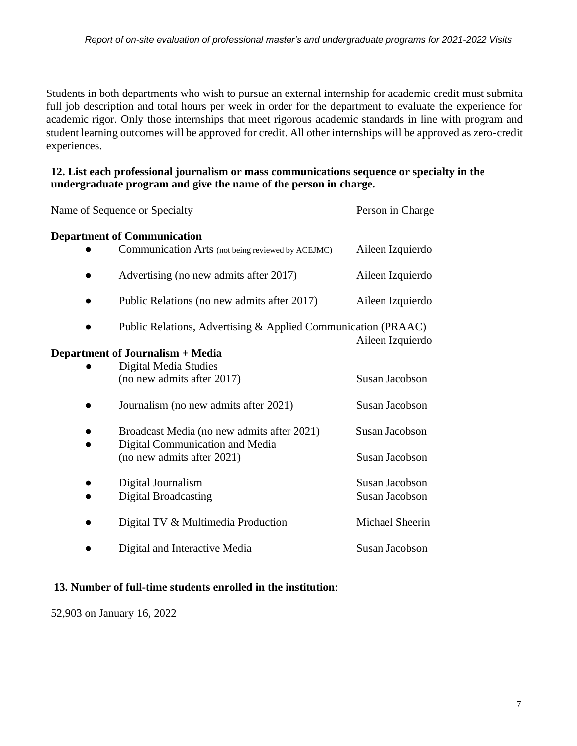Students in both departments who wish to pursue an external internship for academic credit must submita full job description and total hours per week in order for the department to evaluate the experience for academic rigor. Only those internships that meet rigorous academic standards in line with program and student learning outcomes will be approved for credit. All other internships will be approved as zero-credit experiences.

**12. List each professional journalism or mass communications sequence or specialty in the undergraduate program and give the name of the person in charge.**

| Name of Sequence or Specialty | Person in Charge |
|---|---|
| **Department of Communication** | |
| ● Communication Arts (not being reviewed by ACEJMC) | Aileen Izquierdo |
| ● Advertising (no new admits after 2017) | Aileen Izquierdo |
| ● Public Relations (no new admits after 2017) | Aileen Izquierdo |
| ● Public Relations, Advertising & Applied Communication (PRAAC) | Aileen Izquierdo |
| **Department of Journalism + Media** | |
| ● Digital Media Studies (no new admits after 2017) | Susan Jacobson |
| ● Journalism (no new admits after 2021) | Susan Jacobson |
| ● Broadcast Media (no new admits after 2021) | Susan Jacobson |
| ● Digital Communication and Media (no new admits after 2021) | Susan Jacobson |
| ● Digital Journalism | Susan Jacobson |
| ● Digital Broadcasting | Susan Jacobson |
| ● Digital TV & Multimedia Production | Michael Sheerin |
| ● Digital and Interactive Media | Susan Jacobson |

**13. Number of full-time students enrolled in the institution**:

52,903 on January 16, 2022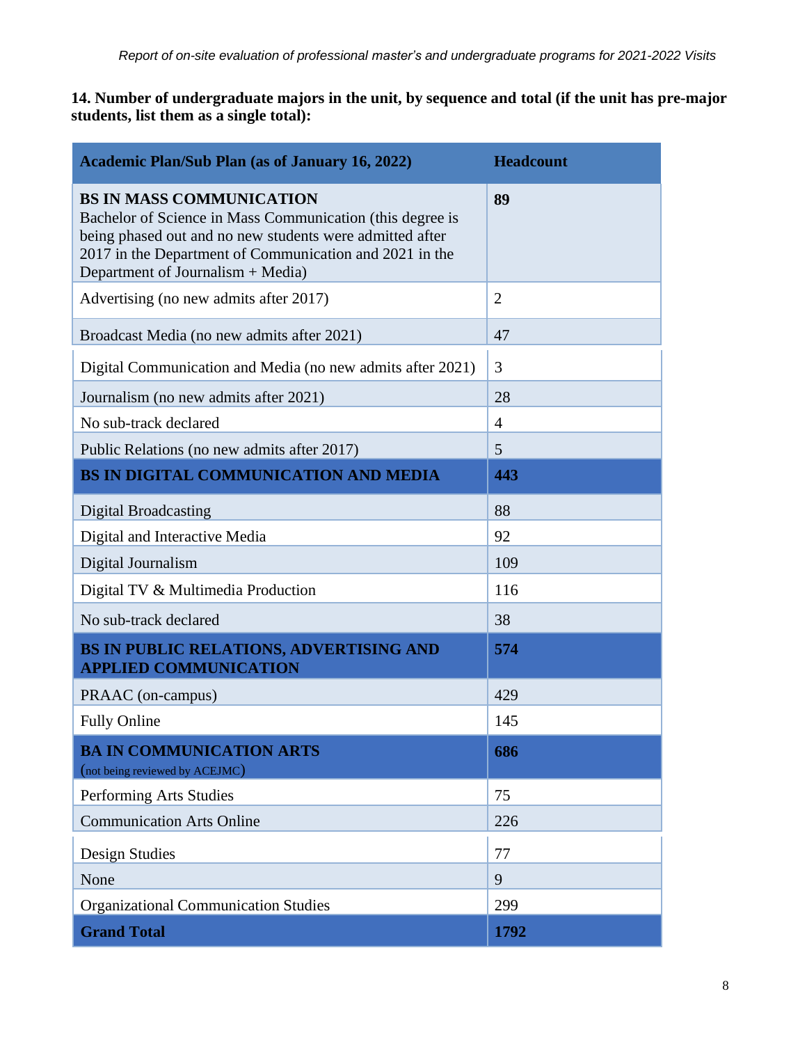**14. Number of undergraduate majors in the unit, by sequence and total (if the unit has pre-major students, list them as a single total):**

| Academic Plan/Sub Plan (as of January 16, 2022) | Headcount |
|---|---|
| **BS IN MASS COMMUNICATION** Bachelor of Science in Mass Communication (this degree is being phased out and no new students were admitted after 2017 in the Department of Communication and 2021 in the Department of Journalism + Media) | **89** |
| Advertising (no new admits after 2017) | 2 |
| Broadcast Media (no new admits after 2021) | 47 |
| Digital Communication and Media (no new admits after 2021) | 3 |
| Journalism (no new admits after 2021) | 28 |
| No sub-track declared | 4 |
| Public Relations (no new admits after 2017) | 5 |
| **BS IN DIGITAL COMMUNICATION AND MEDIA** | **443** |
| Digital Broadcasting | 88 |
| Digital and Interactive Media | 92 |
| Digital Journalism | 109 |
| Digital TV & Multimedia Production | 116 |
| No sub-track declared | 38 |
| **BS IN PUBLIC RELATIONS, ADVERTISING AND APPLIED COMMUNICATION** | **574** |
| PRAAC (on-campus) | 429 |
| Fully Online | 145 |
| **BA IN COMMUNICATION ARTS** (not being reviewed by ACEJMC) | **686** |
| Performing Arts Studies | 75 |
| Communication Arts Online | 226 |
| Design Studies | 77 |
| None | 9 |
| Organizational Communication Studies | 299 |
| **Grand Total** | **1792** |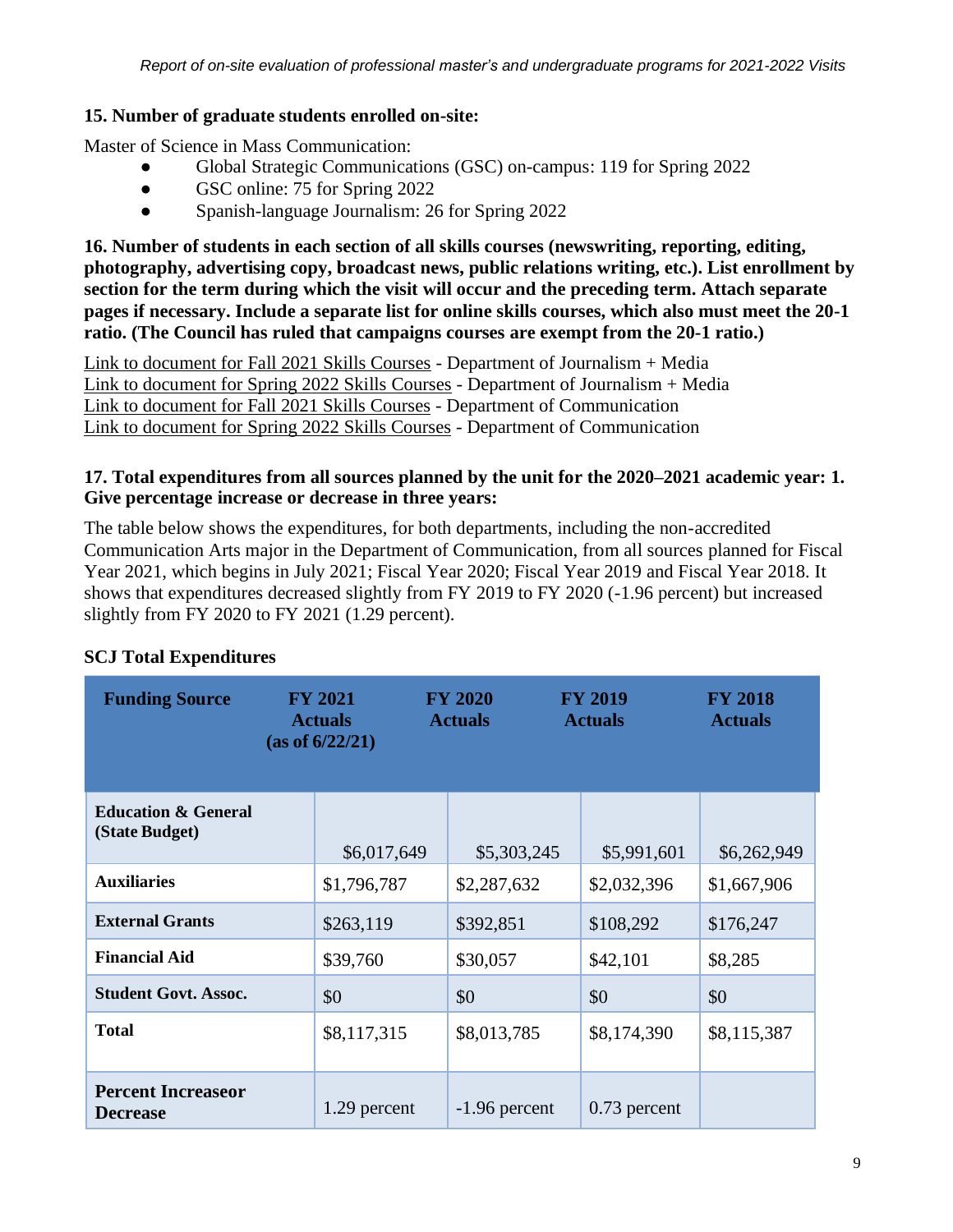**15. Number of graduate students enrolled on-site:**

Master of Science in Mass Communication:

- Global Strategic Communications (GSC) on-campus: 119 for Spring 2022
- GSC online: 75 for Spring 2022
- Spanish-language Journalism: 26 for Spring 2022

**16. Number of students in each section of all skills courses (newswriting, reporting, editing, photography, advertising copy, broadcast news, public relations writing, etc.). List enrollment by section for the term during which the visit will occur and the preceding term. Attach separate pages if necessary. Include a separate list for online skills courses, which also must meet the 20-1 ratio. (The Council has ruled that campaigns courses are exempt from the 20-1 ratio.)**

Link to document for Fall 2021 Skills Courses - Department of Journalism + Media
Link to document for Spring 2022 Skills Courses - Department of Journalism + Media
Link to document for Fall 2021 Skills Courses - Department of Communication
Link to document for Spring 2022 Skills Courses - Department of Communication

**17. Total expenditures from all sources planned by the unit for the 2020–2021 academic year: 1. Give percentage increase or decrease in three years:**

The table below shows the expenditures, for both departments, including the non-accredited Communication Arts major in the Department of Communication, from all sources planned for Fiscal Year 2021, which begins in July 2021; Fiscal Year 2020; Fiscal Year 2019 and Fiscal Year 2018. It shows that expenditures decreased slightly from FY 2019 to FY 2020 (-1.96 percent) but increased slightly from FY 2020 to FY 2021 (1.29 percent).

**SCJ Total Expenditures**

| Funding Source | FY 2021 Actuals (as of 6/22/21) | FY 2020 Actuals | FY 2019 Actuals | FY 2018 Actuals |
|---|---|---|---|---|
| **Education & General (State Budget)** | $6,017,649 | $5,303,245 | $5,991,601 | $6,262,949 |
| **Auxiliaries** | $1,796,787 | $2,287,632 | $2,032,396 | $1,667,906 |
| **External Grants** | $263,119 | $392,851 | $108,292 | $176,247 |
| **Financial Aid** | $39,760 | $30,057 | $42,101 | $8,285 |
| **Student Govt. Assoc.** | $0 | $0 | $0 | $0 |
| **Total** | $8,117,315 | $8,013,785 | $8,174,390 | $8,115,387 |
| **Percent Increaseor Decrease** | 1.29 percent | -1.96 percent | 0.73 percent | |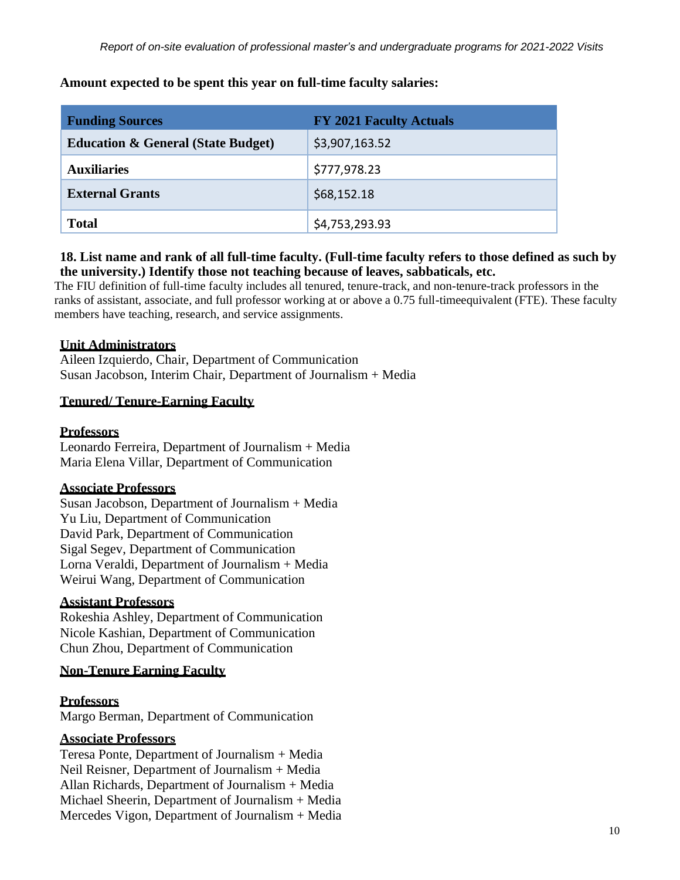**Amount expected to be spent this year on full-time faculty salaries:**

| Funding Sources | FY 2021 Faculty Actuals |
|---|---|
| **Education & General (State Budget)** | $3,907,163.52 |
| **Auxiliaries** | $777,978.23 |
| **External Grants** | $68,152.18 |
| **Total** | $4,753,293.93 |

**18. List name and rank of all full-time faculty. (Full-time faculty refers to those defined as such by the university.) Identify those not teaching because of leaves, sabbaticals, etc.**

The FIU definition of full-time faculty includes all tenured, tenure-track, and non-tenure-track professors in the ranks of assistant, associate, and full professor working at or above a 0.75 full-timeequivalent (FTE). These faculty members have teaching, research, and service assignments.

**Unit Administrators**

Aileen Izquierdo, Chair, Department of Communication
Susan Jacobson, Interim Chair, Department of Journalism + Media

**Tenured/ Tenure-Earning Faculty**

**Professors**

Leonardo Ferreira, Department of Journalism + Media
Maria Elena Villar, Department of Communication

**Associate Professors**

Susan Jacobson, Department of Journalism + Media
Yu Liu, Department of Communication
David Park, Department of Communication
Sigal Segev, Department of Communication
Lorna Veraldi, Department of Journalism + Media
Weirui Wang, Department of Communication

**Assistant Professors**

Rokeshia Ashley, Department of Communication
Nicole Kashian, Department of Communication
Chun Zhou, Department of Communication

**Non-Tenure Earning Faculty**

**Professors**

Margo Berman, Department of Communication

**Associate Professors**

Teresa Ponte, Department of Journalism + Media
Neil Reisner, Department of Journalism + Media
Allan Richards, Department of Journalism + Media
Michael Sheerin, Department of Journalism + Media
Mercedes Vigon, Department of Journalism + Media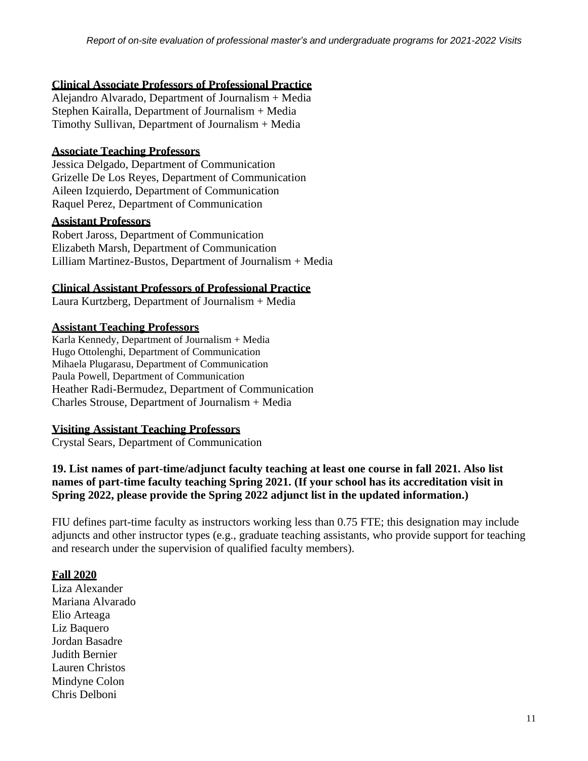**Clinical Associate Professors of Professional Practice**

Alejandro Alvarado, Department of Journalism + Media
Stephen Kairalla, Department of Journalism + Media
Timothy Sullivan, Department of Journalism + Media

**Associate Teaching Professors**

Jessica Delgado, Department of Communication
Grizelle De Los Reyes, Department of Communication
Aileen Izquierdo, Department of Communication
Raquel Perez, Department of Communication

**Assistant Professors**

Robert Jaross, Department of Communication
Elizabeth Marsh, Department of Communication
Lilliam Martinez-Bustos, Department of Journalism + Media

**Clinical Assistant Professors of Professional Practice**

Laura Kurtzberg, Department of Journalism + Media

**Assistant Teaching Professors**

Karla Kennedy, Department of Journalism + Media
Hugo Ottolenghi, Department of Communication
Mihaela Plugarasu, Department of Communication
Paula Powell, Department of Communication
Heather Radi-Bermudez, Department of Communication
Charles Strouse, Department of Journalism + Media

**Visiting Assistant Teaching Professors**

Crystal Sears, Department of Communication

**19. List names of part-time/adjunct faculty teaching at least one course in fall 2021. Also list names of part-time faculty teaching Spring 2021. (If your school has its accreditation visit in Spring 2022, please provide the Spring 2022 adjunct list in the updated information.)**

FIU defines part-time faculty as instructors working less than 0.75 FTE; this designation may include adjuncts and other instructor types (e.g., graduate teaching assistants, who provide support for teaching and research under the supervision of qualified faculty members).

**Fall 2020**

Liza Alexander
Mariana Alvarado
Elio Arteaga
Liz Baquero
Jordan Basadre
Judith Bernier
Lauren Christos
Mindyne Colon
Chris Delboni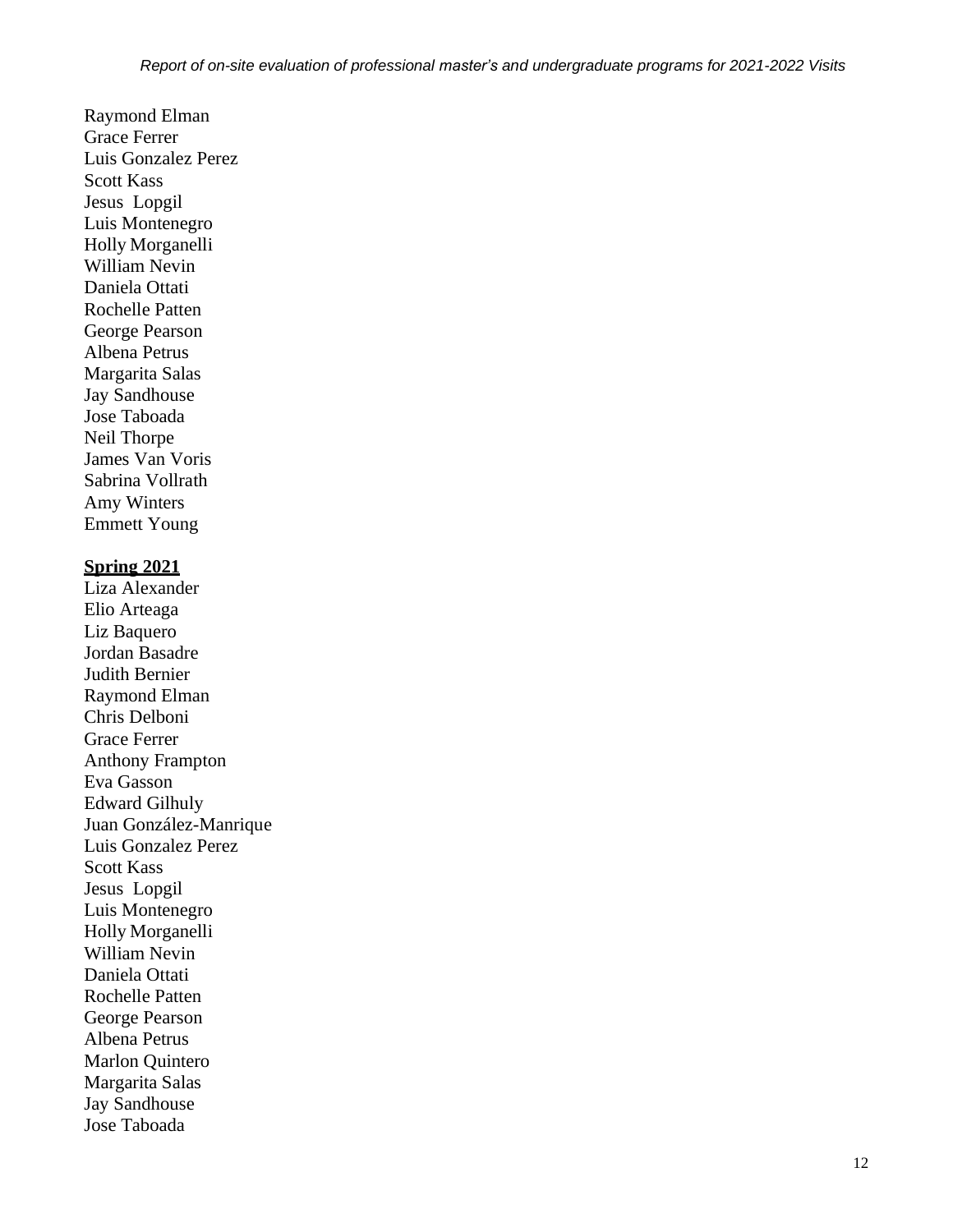Raymond Elman
Grace Ferrer
Luis Gonzalez Perez
Scott Kass
Jesus Lopgil
Luis Montenegro
Holly Morganelli
William Nevin
Daniela Ottati
Rochelle Patten
George Pearson
Albena Petrus
Margarita Salas
Jay Sandhouse
Jose Taboada
Neil Thorpe
James Van Voris
Sabrina Vollrath
Amy Winters
Emmett Young

**Spring 2021**

Liza Alexander
Elio Arteaga
Liz Baquero
Jordan Basadre
Judith Bernier
Raymond Elman
Chris Delboni
Grace Ferrer
Anthony Frampton
Eva Gasson
Edward Gilhuly
Juan González-Manrique
Luis Gonzalez Perez
Scott Kass
Jesus Lopgil
Luis Montenegro
Holly Morganelli
William Nevin
Daniela Ottati
Rochelle Patten
George Pearson
Albena Petrus
Marlon Quintero
Margarita Salas
Jay Sandhouse
Jose Taboada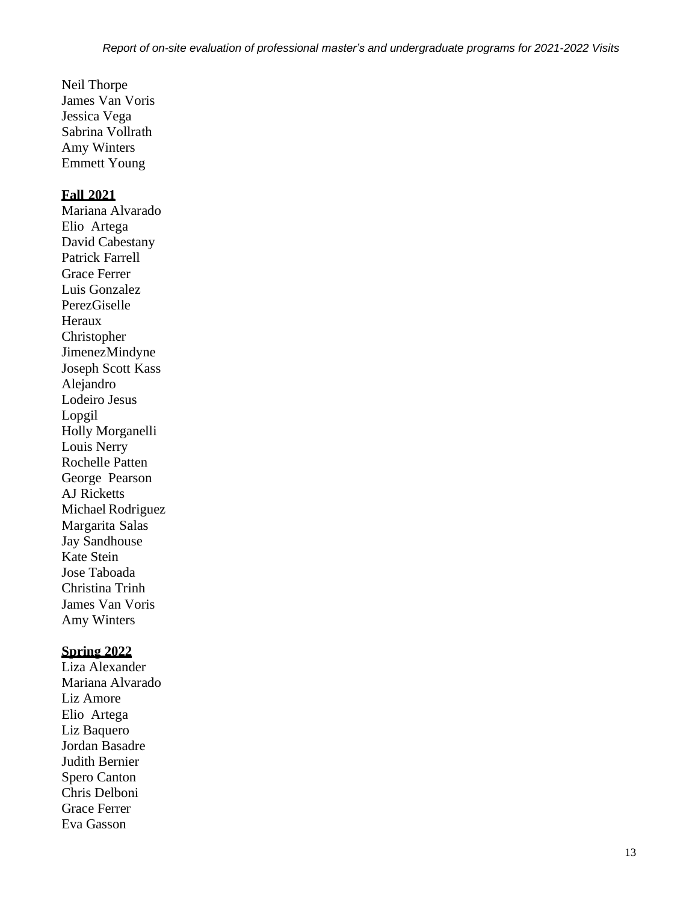Neil Thorpe
James Van Voris
Jessica Vega
Sabrina Vollrath
Amy Winters
Emmett Young

**Fall 2021**

Mariana Alvarado
Elio  Artega
David Cabestany
Patrick Farrell
Grace Ferrer
Luis Gonzalez
PerezGiselle
Heraux
Christopher
JimenezMindyne
Joseph Scott Kass
Alejandro
Lodeiro Jesus
Lopgil
Holly Morganelli
Louis Nerry
Rochelle Patten
George  Pearson
AJ Ricketts
Michael Rodriguez
Margarita Salas
Jay Sandhouse
Kate Stein
Jose Taboada
Christina Trinh
James Van Voris
Amy Winters

**Spring 2022**

Liza Alexander
Mariana Alvarado
Liz Amore
Elio  Artega
Liz Baquero
Jordan Basadre
Judith Bernier
Spero Canton
Chris Delboni
Grace Ferrer
Eva Gasson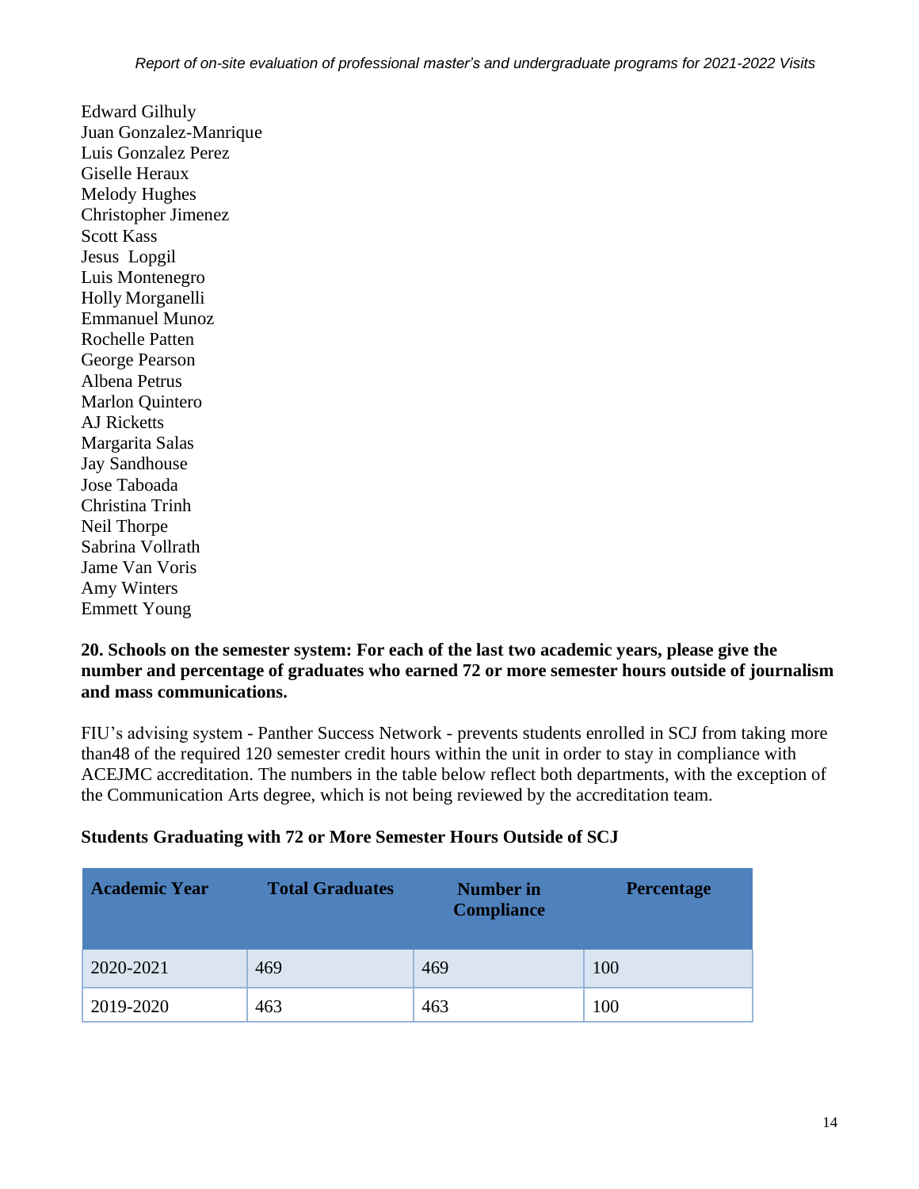Edward Gilhuly
Juan Gonzalez-Manrique
Luis Gonzalez Perez
Giselle Heraux
Melody Hughes
Christopher Jimenez
Scott Kass
Jesus Lopgil
Luis Montenegro
Holly Morganelli
Emmanuel Munoz
Rochelle Patten
George Pearson
Albena Petrus
Marlon Quintero
AJ Ricketts
Margarita Salas
Jay Sandhouse
Jose Taboada
Christina Trinh
Neil Thorpe
Sabrina Vollrath
Jame Van Voris
Amy Winters
Emmett Young

**20. Schools on the semester system: For each of the last two academic years, please give the number and percentage of graduates who earned 72 or more semester hours outside of journalism and mass communications.**

FIU's advising system - Panther Success Network - prevents students enrolled in SCJ from taking more than48 of the required 120 semester credit hours within the unit in order to stay in compliance with ACEJMC accreditation. The numbers in the table below reflect both departments, with the exception of the Communication Arts degree, which is not being reviewed by the accreditation team.

**Students Graduating with 72 or More Semester Hours Outside of SCJ**

| Academic Year | Total Graduates | Number in Compliance | Percentage |
|---|---|---|---|
| 2020-2021 | 469 | 469 | 100 |
| 2019-2020 | 463 | 463 | 100 |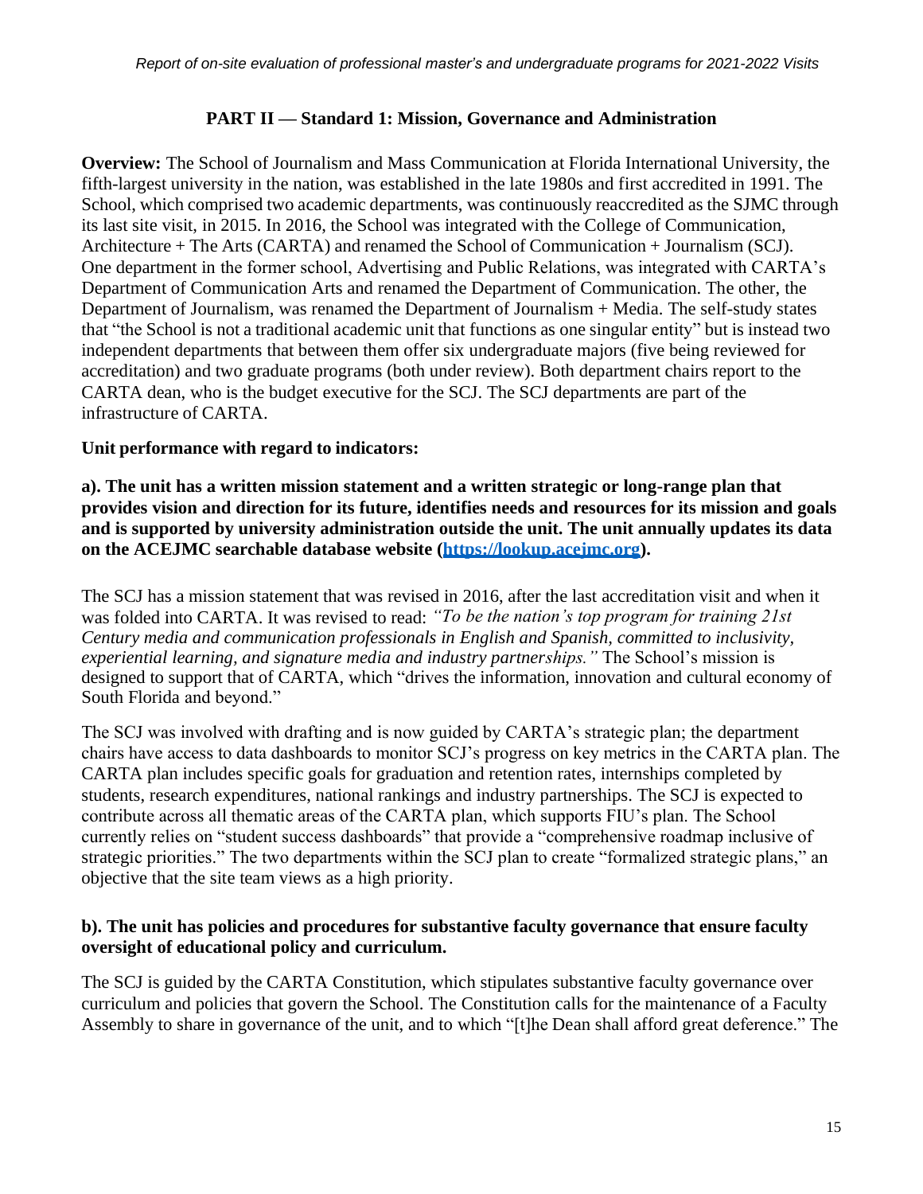## PART II — Standard 1: Mission, Governance and Administration

**Overview:** The School of Journalism and Mass Communication at Florida International University, the fifth-largest university in the nation, was established in the late 1980s and first accredited in 1991. The School, which comprised two academic departments, was continuously reaccredited as the SJMC through its last site visit, in 2015. In 2016, the School was integrated with the College of Communication, Architecture + The Arts (CARTA) and renamed the School of Communication + Journalism (SCJ). One department in the former school, Advertising and Public Relations, was integrated with CARTA's Department of Communication Arts and renamed the Department of Communication. The other, the Department of Journalism, was renamed the Department of Journalism + Media. The self-study states that "the School is not a traditional academic unit that functions as one singular entity" but is instead two independent departments that between them offer six undergraduate majors (five being reviewed for accreditation) and two graduate programs (both under review). Both department chairs report to the CARTA dean, who is the budget executive for the SCJ. The SCJ departments are part of the infrastructure of CARTA.

**Unit performance with regard to indicators:**

**a). The unit has a written mission statement and a written strategic or long-range plan that provides vision and direction for its future, identifies needs and resources for its mission and goals and is supported by university administration outside the unit. The unit annually updates its data on the ACEJMC searchable database website ([https://lookup.acejmc.org](https://lookup.acejmc.org)).**

The SCJ has a mission statement that was revised in 2016, after the last accreditation visit and when it was folded into CARTA. It was revised to read: *"To be the nation's top program for training 21st Century media and communication professionals in English and Spanish, committed to inclusivity, experiential learning, and signature media and industry partnerships."* The School's mission is designed to support that of CARTA, which "drives the information, innovation and cultural economy of South Florida and beyond."

The SCJ was involved with drafting and is now guided by CARTA's strategic plan; the department chairs have access to data dashboards to monitor SCJ's progress on key metrics in the CARTA plan. The CARTA plan includes specific goals for graduation and retention rates, internships completed by students, research expenditures, national rankings and industry partnerships. The SCJ is expected to contribute across all thematic areas of the CARTA plan, which supports FIU's plan. The School currently relies on "student success dashboards" that provide a "comprehensive roadmap inclusive of strategic priorities." The two departments within the SCJ plan to create "formalized strategic plans," an objective that the site team views as a high priority.

**b). The unit has policies and procedures for substantive faculty governance that ensure faculty oversight of educational policy and curriculum.**

The SCJ is guided by the CARTA Constitution, which stipulates substantive faculty governance over curriculum and policies that govern the School. The Constitution calls for the maintenance of a Faculty Assembly to share in governance of the unit, and to which "[t]he Dean shall afford great deference." The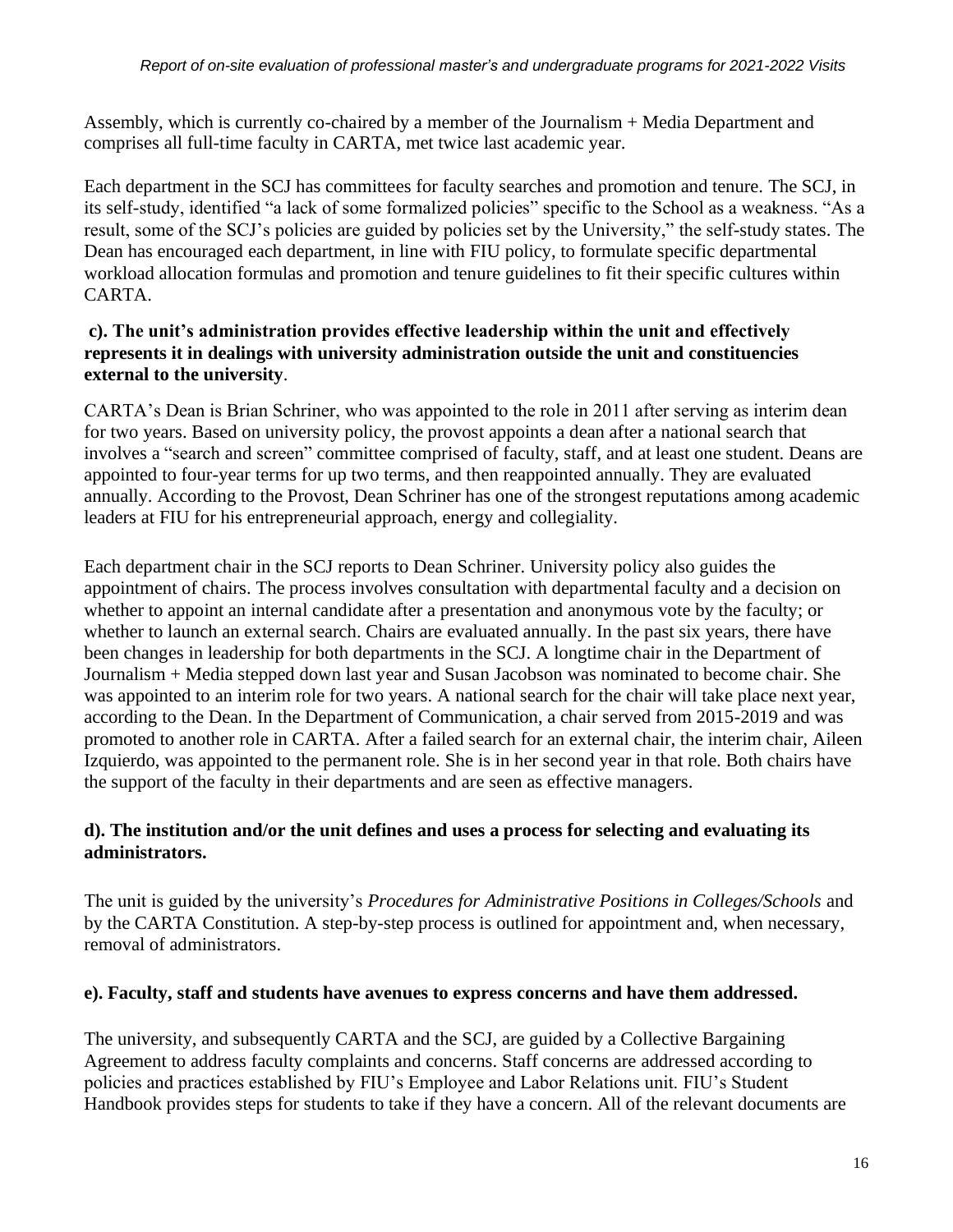Assembly, which is currently co-chaired by a member of the Journalism + Media Department and comprises all full-time faculty in CARTA, met twice last academic year.

Each department in the SCJ has committees for faculty searches and promotion and tenure. The SCJ, in its self-study, identified "a lack of some formalized policies" specific to the School as a weakness. "As a result, some of the SCJ's policies are guided by policies set by the University," the self-study states. The Dean has encouraged each department, in line with FIU policy, to formulate specific departmental workload allocation formulas and promotion and tenure guidelines to fit their specific cultures within CARTA.

**c). The unit's administration provides effective leadership within the unit and effectively represents it in dealings with university administration outside the unit and constituencies external to the university**.

CARTA's Dean is Brian Schriner, who was appointed to the role in 2011 after serving as interim dean for two years. Based on university policy, the provost appoints a dean after a national search that involves a "search and screen" committee comprised of faculty, staff, and at least one student. Deans are appointed to four-year terms for up two terms, and then reappointed annually. They are evaluated annually. According to the Provost, Dean Schriner has one of the strongest reputations among academic leaders at FIU for his entrepreneurial approach, energy and collegiality.

Each department chair in the SCJ reports to Dean Schriner. University policy also guides the appointment of chairs. The process involves consultation with departmental faculty and a decision on whether to appoint an internal candidate after a presentation and anonymous vote by the faculty; or whether to launch an external search. Chairs are evaluated annually. In the past six years, there have been changes in leadership for both departments in the SCJ. A longtime chair in the Department of Journalism + Media stepped down last year and Susan Jacobson was nominated to become chair. She was appointed to an interim role for two years. A national search for the chair will take place next year, according to the Dean. In the Department of Communication, a chair served from 2015-2019 and was promoted to another role in CARTA. After a failed search for an external chair, the interim chair, Aileen Izquierdo, was appointed to the permanent role. She is in her second year in that role. Both chairs have the support of the faculty in their departments and are seen as effective managers.

**d). The institution and/or the unit defines and uses a process for selecting and evaluating its administrators.**

The unit is guided by the university's *Procedures for Administrative Positions in Colleges/Schools* and by the CARTA Constitution. A step-by-step process is outlined for appointment and, when necessary, removal of administrators.

**e). Faculty, staff and students have avenues to express concerns and have them addressed.**

The university, and subsequently CARTA and the SCJ, are guided by a Collective Bargaining Agreement to address faculty complaints and concerns. Staff concerns are addressed according to policies and practices established by FIU's Employee and Labor Relations unit. FIU's Student Handbook provides steps for students to take if they have a concern. All of the relevant documents are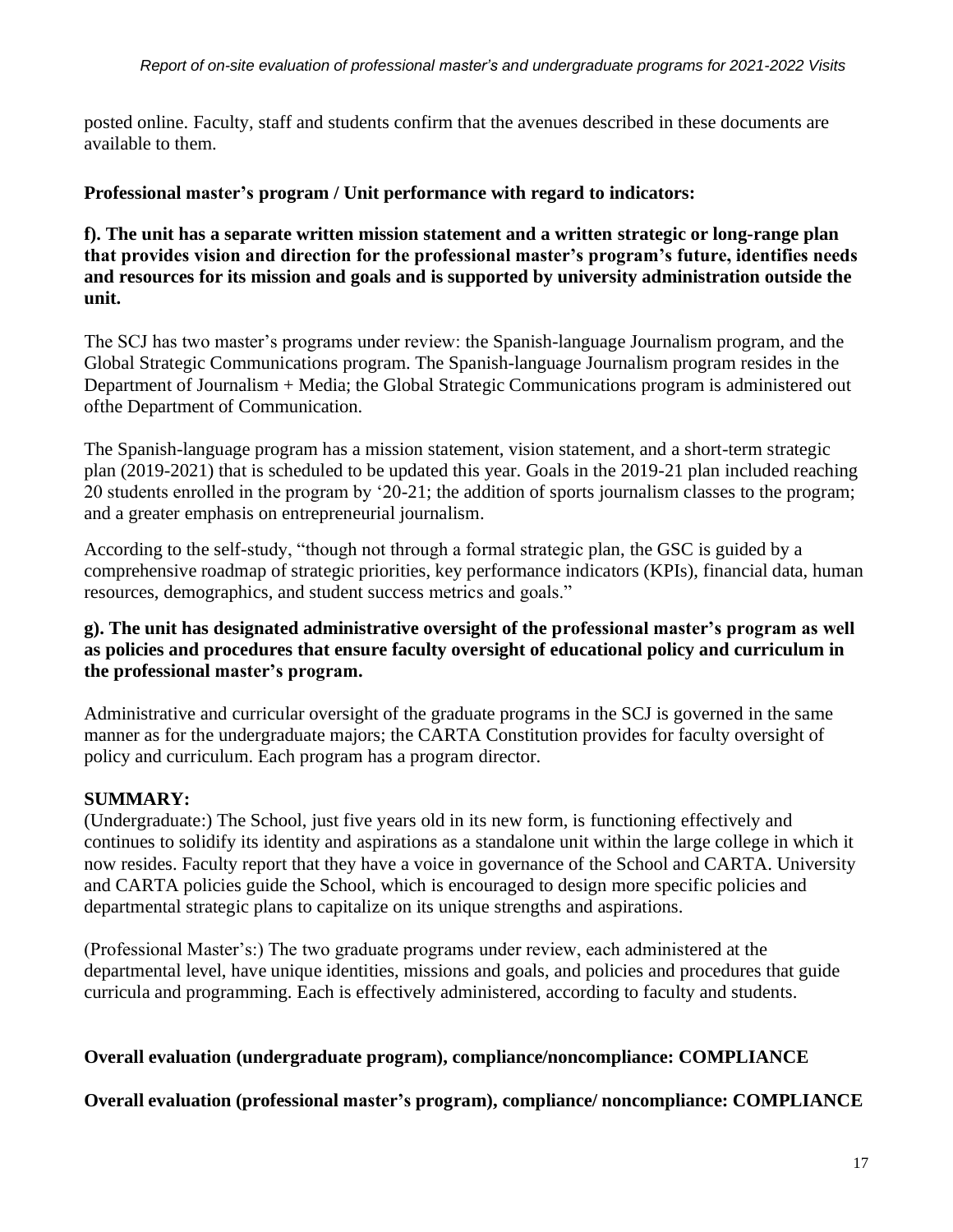posted online. Faculty, staff and students confirm that the avenues described in these documents are available to them.

**Professional master's program / Unit performance with regard to indicators:**

**f). The unit has a separate written mission statement and a written strategic or long-range plan that provides vision and direction for the professional master's program's future, identifies needs and resources for its mission and goals and is supported by university administration outside the unit.**

The SCJ has two master's programs under review: the Spanish-language Journalism program, and the Global Strategic Communications program. The Spanish-language Journalism program resides in the Department of Journalism + Media; the Global Strategic Communications program is administered out ofthe Department of Communication.

The Spanish-language program has a mission statement, vision statement, and a short-term strategic plan (2019-2021) that is scheduled to be updated this year. Goals in the 2019-21 plan included reaching 20 students enrolled in the program by '20-21; the addition of sports journalism classes to the program; and a greater emphasis on entrepreneurial journalism.

According to the self-study, "though not through a formal strategic plan, the GSC is guided by a comprehensive roadmap of strategic priorities, key performance indicators (KPIs), financial data, human resources, demographics, and student success metrics and goals."

**g). The unit has designated administrative oversight of the professional master's program as well as policies and procedures that ensure faculty oversight of educational policy and curriculum in the professional master's program.**

Administrative and curricular oversight of the graduate programs in the SCJ is governed in the same manner as for the undergraduate majors; the CARTA Constitution provides for faculty oversight of policy and curriculum. Each program has a program director.

**SUMMARY:**

(Undergraduate:) The School, just five years old in its new form, is functioning effectively and continues to solidify its identity and aspirations as a standalone unit within the large college in which it now resides. Faculty report that they have a voice in governance of the School and CARTA. University and CARTA policies guide the School, which is encouraged to design more specific policies and departmental strategic plans to capitalize on its unique strengths and aspirations.

(Professional Master's:) The two graduate programs under review, each administered at the departmental level, have unique identities, missions and goals, and policies and procedures that guide curricula and programming. Each is effectively administered, according to faculty and students.

**Overall evaluation (undergraduate program), compliance/noncompliance: COMPLIANCE**

**Overall evaluation (professional master's program), compliance/ noncompliance: COMPLIANCE**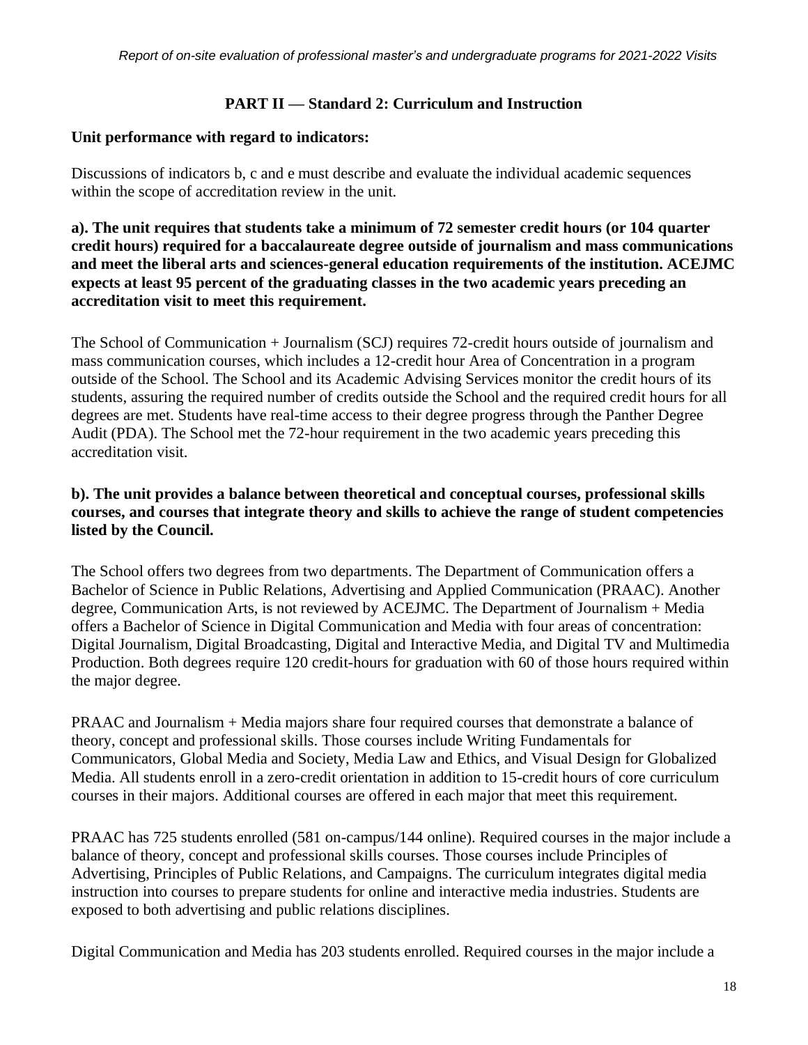## PART II — Standard 2: Curriculum and Instruction

**Unit performance with regard to indicators:**

Discussions of indicators b, c and e must describe and evaluate the individual academic sequences within the scope of accreditation review in the unit.

**a). The unit requires that students take a minimum of 72 semester credit hours (or 104 quarter credit hours) required for a baccalaureate degree outside of journalism and mass communications and meet the liberal arts and sciences-general education requirements of the institution. ACEJMC expects at least 95 percent of the graduating classes in the two academic years preceding an accreditation visit to meet this requirement.**

The School of Communication + Journalism (SCJ) requires 72-credit hours outside of journalism and mass communication courses, which includes a 12-credit hour Area of Concentration in a program outside of the School. The School and its Academic Advising Services monitor the credit hours of its students, assuring the required number of credits outside the School and the required credit hours for all degrees are met. Students have real-time access to their degree progress through the Panther Degree Audit (PDA). The School met the 72-hour requirement in the two academic years preceding this accreditation visit.

**b). The unit provides a balance between theoretical and conceptual courses, professional skills courses, and courses that integrate theory and skills to achieve the range of student competencies listed by the Council.**

The School offers two degrees from two departments. The Department of Communication offers a Bachelor of Science in Public Relations, Advertising and Applied Communication (PRAAC). Another degree, Communication Arts, is not reviewed by ACEJMC. The Department of Journalism + Media offers a Bachelor of Science in Digital Communication and Media with four areas of concentration: Digital Journalism, Digital Broadcasting, Digital and Interactive Media, and Digital TV and Multimedia Production. Both degrees require 120 credit-hours for graduation with 60 of those hours required within the major degree.

PRAAC and Journalism + Media majors share four required courses that demonstrate a balance of theory, concept and professional skills. Those courses include Writing Fundamentals for Communicators, Global Media and Society, Media Law and Ethics, and Visual Design for Globalized Media. All students enroll in a zero-credit orientation in addition to 15-credit hours of core curriculum courses in their majors. Additional courses are offered in each major that meet this requirement.

PRAAC has 725 students enrolled (581 on-campus/144 online). Required courses in the major include a balance of theory, concept and professional skills courses. Those courses include Principles of Advertising, Principles of Public Relations, and Campaigns. The curriculum integrates digital media instruction into courses to prepare students for online and interactive media industries. Students are exposed to both advertising and public relations disciplines.

Digital Communication and Media has 203 students enrolled. Required courses in the major include a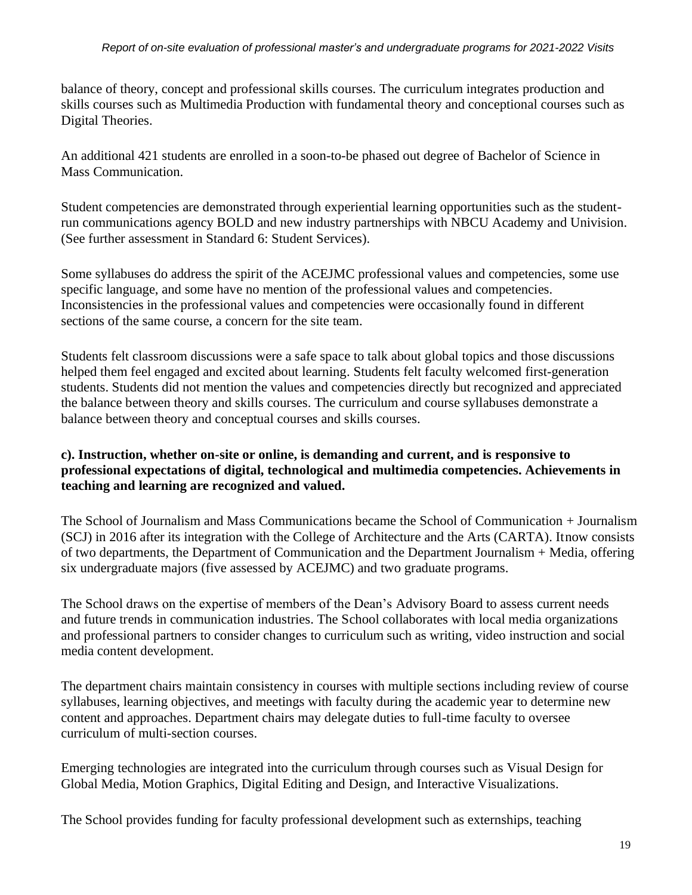balance of theory, concept and professional skills courses. The curriculum integrates production and skills courses such as Multimedia Production with fundamental theory and conceptional courses such as Digital Theories.

An additional 421 students are enrolled in a soon-to-be phased out degree of Bachelor of Science in Mass Communication.

Student competencies are demonstrated through experiential learning opportunities such as the student-run communications agency BOLD and new industry partnerships with NBCU Academy and Univision. (See further assessment in Standard 6: Student Services).

Some syllabuses do address the spirit of the ACEJMC professional values and competencies, some use specific language, and some have no mention of the professional values and competencies. Inconsistencies in the professional values and competencies were occasionally found in different sections of the same course, a concern for the site team.

Students felt classroom discussions were a safe space to talk about global topics and those discussions helped them feel engaged and excited about learning. Students felt faculty welcomed first-generation students. Students did not mention the values and competencies directly but recognized and appreciated the balance between theory and skills courses. The curriculum and course syllabuses demonstrate a balance between theory and conceptual courses and skills courses.

**c). Instruction, whether on-site or online, is demanding and current, and is responsive to professional expectations of digital, technological and multimedia competencies. Achievements in teaching and learning are recognized and valued.**

The School of Journalism and Mass Communications became the School of Communication + Journalism (SCJ) in 2016 after its integration with the College of Architecture and the Arts (CARTA). Itnow consists of two departments, the Department of Communication and the Department Journalism + Media, offering six undergraduate majors (five assessed by ACEJMC) and two graduate programs.

The School draws on the expertise of members of the Dean's Advisory Board to assess current needs and future trends in communication industries. The School collaborates with local media organizations and professional partners to consider changes to curriculum such as writing, video instruction and social media content development.

The department chairs maintain consistency in courses with multiple sections including review of course syllabuses, learning objectives, and meetings with faculty during the academic year to determine new content and approaches. Department chairs may delegate duties to full-time faculty to oversee curriculum of multi-section courses.

Emerging technologies are integrated into the curriculum through courses such as Visual Design for Global Media, Motion Graphics, Digital Editing and Design, and Interactive Visualizations.

The School provides funding for faculty professional development such as externships, teaching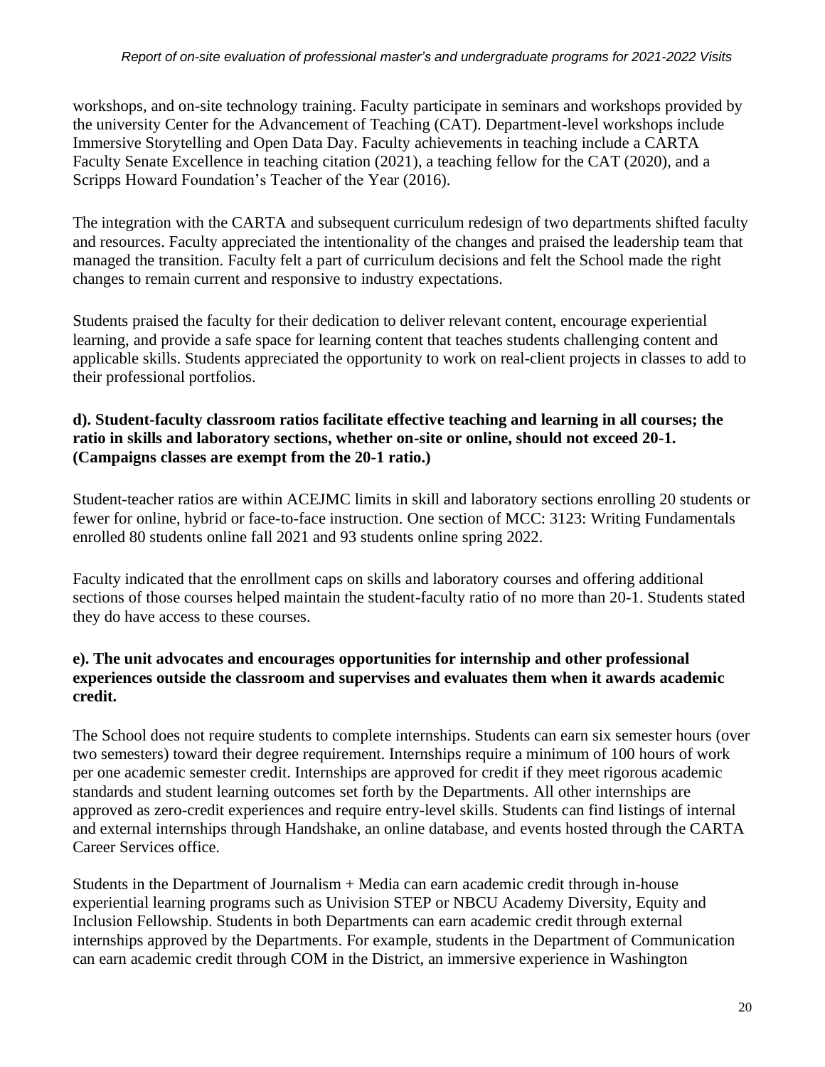workshops, and on-site technology training. Faculty participate in seminars and workshops provided by the university Center for the Advancement of Teaching (CAT). Department-level workshops include Immersive Storytelling and Open Data Day. Faculty achievements in teaching include a CARTA Faculty Senate Excellence in teaching citation (2021), a teaching fellow for the CAT (2020), and a Scripps Howard Foundation's Teacher of the Year (2016).

The integration with the CARTA and subsequent curriculum redesign of two departments shifted faculty and resources. Faculty appreciated the intentionality of the changes and praised the leadership team that managed the transition. Faculty felt a part of curriculum decisions and felt the School made the right changes to remain current and responsive to industry expectations.

Students praised the faculty for their dedication to deliver relevant content, encourage experiential learning, and provide a safe space for learning content that teaches students challenging content and applicable skills. Students appreciated the opportunity to work on real-client projects in classes to add to their professional portfolios.

**d). Student-faculty classroom ratios facilitate effective teaching and learning in all courses; the ratio in skills and laboratory sections, whether on-site or online, should not exceed 20-1. (Campaigns classes are exempt from the 20-1 ratio.)**

Student-teacher ratios are within ACEJMC limits in skill and laboratory sections enrolling 20 students or fewer for online, hybrid or face-to-face instruction. One section of MCC: 3123: Writing Fundamentals enrolled 80 students online fall 2021 and 93 students online spring 2022.

Faculty indicated that the enrollment caps on skills and laboratory courses and offering additional sections of those courses helped maintain the student-faculty ratio of no more than 20-1. Students stated they do have access to these courses.

**e). The unit advocates and encourages opportunities for internship and other professional experiences outside the classroom and supervises and evaluates them when it awards academic credit.**

The School does not require students to complete internships. Students can earn six semester hours (over two semesters) toward their degree requirement. Internships require a minimum of 100 hours of work per one academic semester credit. Internships are approved for credit if they meet rigorous academic standards and student learning outcomes set forth by the Departments. All other internships are approved as zero-credit experiences and require entry-level skills. Students can find listings of internal and external internships through Handshake, an online database, and events hosted through the CARTA Career Services office.

Students in the Department of Journalism + Media can earn academic credit through in-house experiential learning programs such as Univision STEP or NBCU Academy Diversity, Equity and Inclusion Fellowship. Students in both Departments can earn academic credit through external internships approved by the Departments. For example, students in the Department of Communication can earn academic credit through COM in the District, an immersive experience in Washington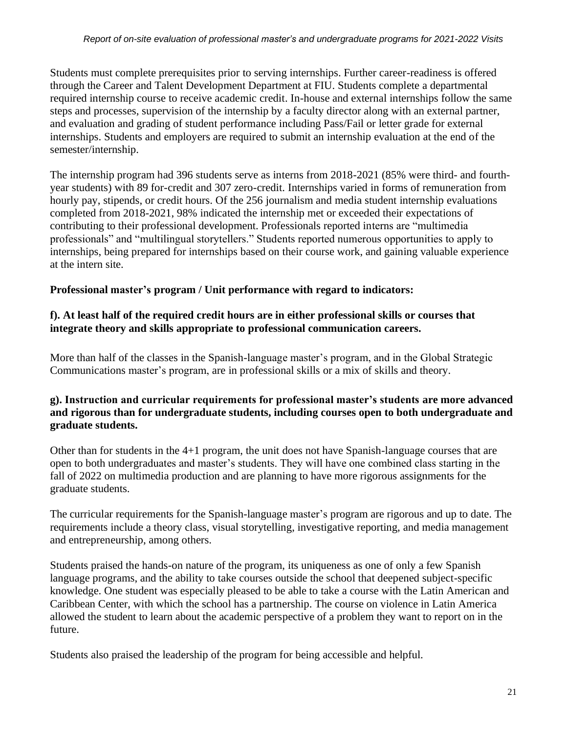Students must complete prerequisites prior to serving internships. Further career-readiness is offered through the Career and Talent Development Department at FIU. Students complete a departmental required internship course to receive academic credit. In-house and external internships follow the same steps and processes, supervision of the internship by a faculty director along with an external partner, and evaluation and grading of student performance including Pass/Fail or letter grade for external internships. Students and employers are required to submit an internship evaluation at the end of the semester/internship.

The internship program had 396 students serve as interns from 2018-2021 (85% were third- and fourth-year students) with 89 for-credit and 307 zero-credit. Internships varied in forms of remuneration from hourly pay, stipends, or credit hours. Of the 256 journalism and media student internship evaluations completed from 2018-2021, 98% indicated the internship met or exceeded their expectations of contributing to their professional development. Professionals reported interns are "multimedia professionals" and "multilingual storytellers." Students reported numerous opportunities to apply to internships, being prepared for internships based on their course work, and gaining valuable experience at the intern site.

**Professional master's program / Unit performance with regard to indicators:**

**f). At least half of the required credit hours are in either professional skills or courses that integrate theory and skills appropriate to professional communication careers.**

More than half of the classes in the Spanish-language master's program, and in the Global Strategic Communications master's program, are in professional skills or a mix of skills and theory.

**g). Instruction and curricular requirements for professional master's students are more advanced and rigorous than for undergraduate students, including courses open to both undergraduate and graduate students.**

Other than for students in the 4+1 program, the unit does not have Spanish-language courses that are open to both undergraduates and master's students. They will have one combined class starting in the fall of 2022 on multimedia production and are planning to have more rigorous assignments for the graduate students.

The curricular requirements for the Spanish-language master's program are rigorous and up to date. The requirements include a theory class, visual storytelling, investigative reporting, and media management and entrepreneurship, among others.

Students praised the hands-on nature of the program, its uniqueness as one of only a few Spanish language programs, and the ability to take courses outside the school that deepened subject-specific knowledge. One student was especially pleased to be able to take a course with the Latin American and Caribbean Center, with which the school has a partnership. The course on violence in Latin America allowed the student to learn about the academic perspective of a problem they want to report on in the future.

Students also praised the leadership of the program for being accessible and helpful.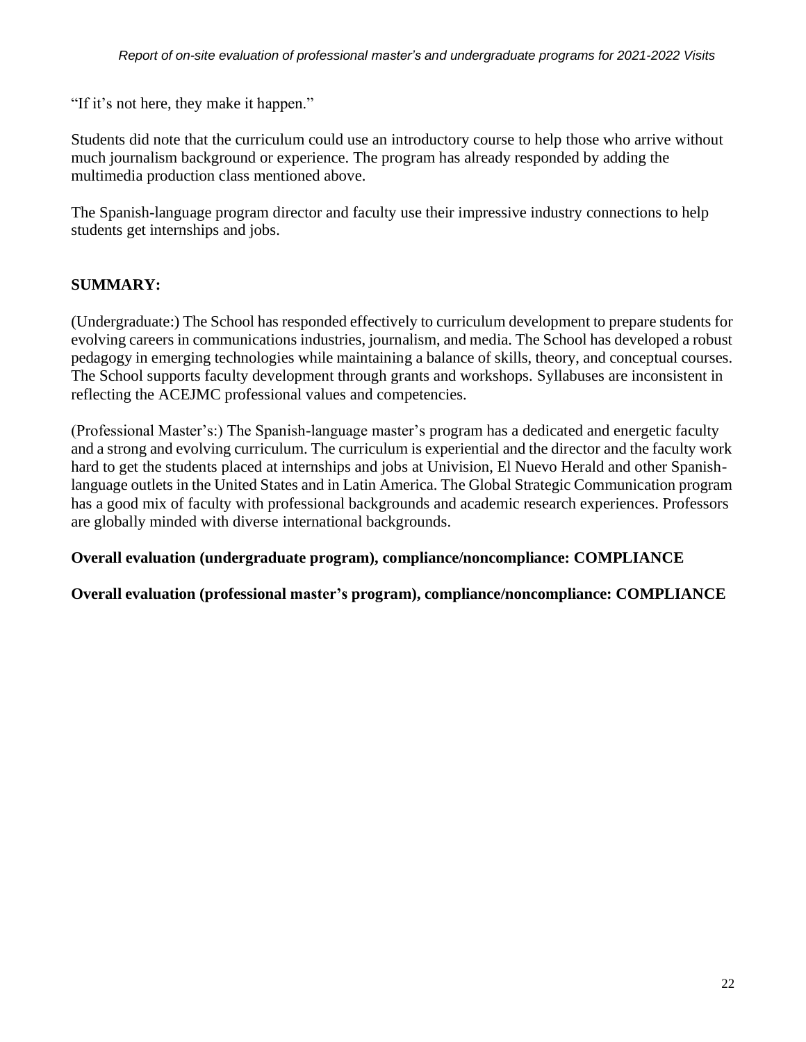"If it's not here, they make it happen."

Students did note that the curriculum could use an introductory course to help those who arrive without much journalism background or experience. The program has already responded by adding the multimedia production class mentioned above.

The Spanish-language program director and faculty use their impressive industry connections to help students get internships and jobs.

**SUMMARY:**

(Undergraduate:) The School has responded effectively to curriculum development to prepare students for evolving careers in communications industries, journalism, and media. The School has developed a robust pedagogy in emerging technologies while maintaining a balance of skills, theory, and conceptual courses. The School supports faculty development through grants and workshops. Syllabuses are inconsistent in reflecting the ACEJMC professional values and competencies.

(Professional Master's:) The Spanish-language master's program has a dedicated and energetic faculty and a strong and evolving curriculum. The curriculum is experiential and the director and the faculty work hard to get the students placed at internships and jobs at Univision, El Nuevo Herald and other Spanish-language outlets in the United States and in Latin America. The Global Strategic Communication program has a good mix of faculty with professional backgrounds and academic research experiences. Professors are globally minded with diverse international backgrounds.

**Overall evaluation (undergraduate program), compliance/noncompliance: COMPLIANCE**

**Overall evaluation (professional master's program), compliance/noncompliance: COMPLIANCE**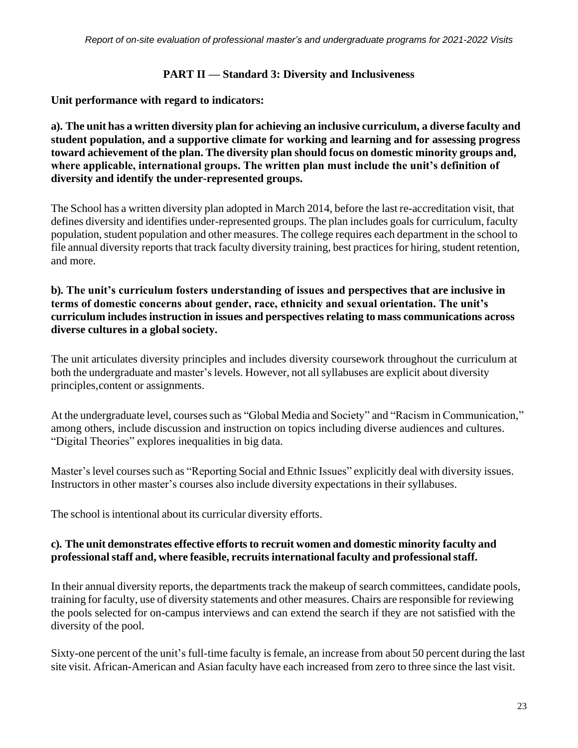## PART II — Standard 3: Diversity and Inclusiveness

**Unit performance with regard to indicators:**

**a). The unit has a written diversity plan for achieving an inclusive curriculum, a diverse faculty and student population, and a supportive climate for working and learning and for assessing progress toward achievement of the plan. The diversity plan should focus on domestic minority groups and, where applicable, international groups. The written plan must include the unit's definition of diversity and identify the under-represented groups.**

The School has a written diversity plan adopted in March 2014, before the last re-accreditation visit, that defines diversity and identifies under-represented groups. The plan includes goals for curriculum, faculty population, student population and other measures. The college requires each department in the school to file annual diversity reports that track faculty diversity training, best practices for hiring, student retention, and more.

**b). The unit's curriculum fosters understanding of issues and perspectives that are inclusive in terms of domestic concerns about gender, race, ethnicity and sexual orientation. The unit's curriculum includes instruction in issues and perspectives relating to mass communications across diverse cultures in a global society.**

The unit articulates diversity principles and includes diversity coursework throughout the curriculum at both the undergraduate and master's levels. However, not all syllabuses are explicit about diversity principles,content or assignments.

At the undergraduate level, courses such as "Global Media and Society" and "Racism in Communication," among others, include discussion and instruction on topics including diverse audiences and cultures. "Digital Theories" explores inequalities in big data.

Master's level courses such as "Reporting Social and Ethnic Issues" explicitly deal with diversity issues. Instructors in other master's courses also include diversity expectations in their syllabuses.

The school is intentional about its curricular diversity efforts.

**c). The unit demonstrates effective efforts to recruit women and domestic minority faculty and professional staff and, where feasible, recruits international faculty and professional staff.**

In their annual diversity reports, the departments track the makeup of search committees, candidate pools, training for faculty, use of diversity statements and other measures. Chairs are responsible for reviewing the pools selected for on-campus interviews and can extend the search if they are not satisfied with the diversity of the pool.

Sixty-one percent of the unit's full-time faculty is female, an increase from about 50 percent during the last site visit. African-American and Asian faculty have each increased from zero to three since the last visit.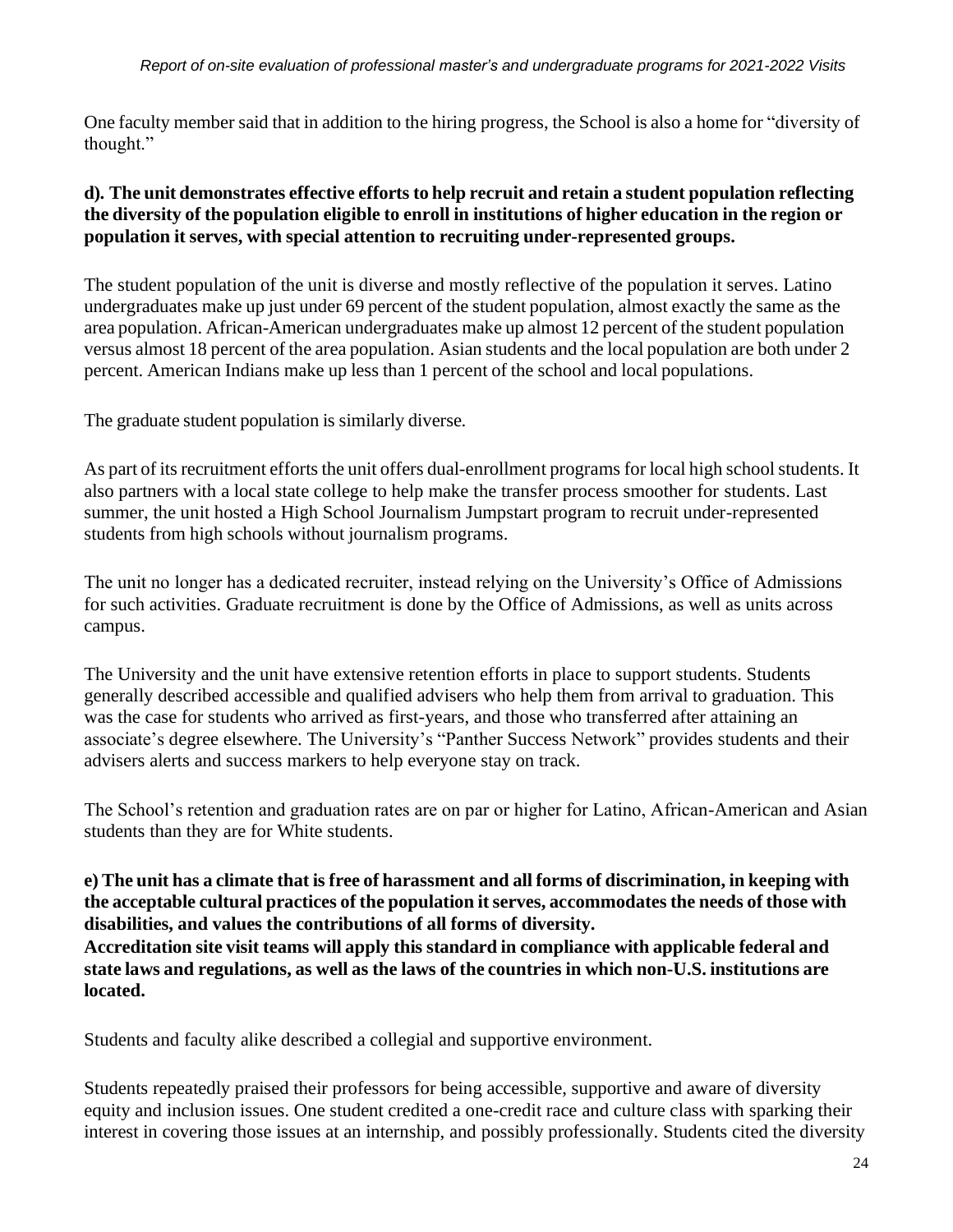One faculty member said that in addition to the hiring progress, the School is also a home for "diversity of thought."

**d). The unit demonstrates effective efforts to help recruit and retain a student population reflecting the diversity of the population eligible to enroll in institutions of higher education in the region or population it serves, with special attention to recruiting under-represented groups.**

The student population of the unit is diverse and mostly reflective of the population it serves. Latino undergraduates make up just under 69 percent of the student population, almost exactly the same as the area population. African-American undergraduates make up almost 12 percent of the student population versus almost 18 percent of the area population. Asian students and the local population are both under 2 percent. American Indians make up less than 1 percent of the school and local populations.

The graduate student population is similarly diverse.

As part of its recruitment efforts the unit offers dual-enrollment programs for local high school students. It also partners with a local state college to help make the transfer process smoother for students. Last summer, the unit hosted a High School Journalism Jumpstart program to recruit under-represented students from high schools without journalism programs.

The unit no longer has a dedicated recruiter, instead relying on the University's Office of Admissions for such activities. Graduate recruitment is done by the Office of Admissions, as well as units across campus.

The University and the unit have extensive retention efforts in place to support students. Students generally described accessible and qualified advisers who help them from arrival to graduation. This was the case for students who arrived as first-years, and those who transferred after attaining an associate's degree elsewhere. The University's "Panther Success Network" provides students and their advisers alerts and success markers to help everyone stay on track.

The School's retention and graduation rates are on par or higher for Latino, African-American and Asian students than they are for White students.

**e) The unit has a climate that is free of harassment and all forms of discrimination, in keeping with the acceptable cultural practices of the population it serves, accommodates the needs of those with disabilities, and values the contributions of all forms of diversity.**
**Accreditation site visit teams will apply this standard in compliance with applicable federal and state laws and regulations, as well as the laws of the countries in which non-U.S. institutions are located.**

Students and faculty alike described a collegial and supportive environment.

Students repeatedly praised their professors for being accessible, supportive and aware of diversity equity and inclusion issues. One student credited a one-credit race and culture class with sparking their interest in covering those issues at an internship, and possibly professionally. Students cited the diversity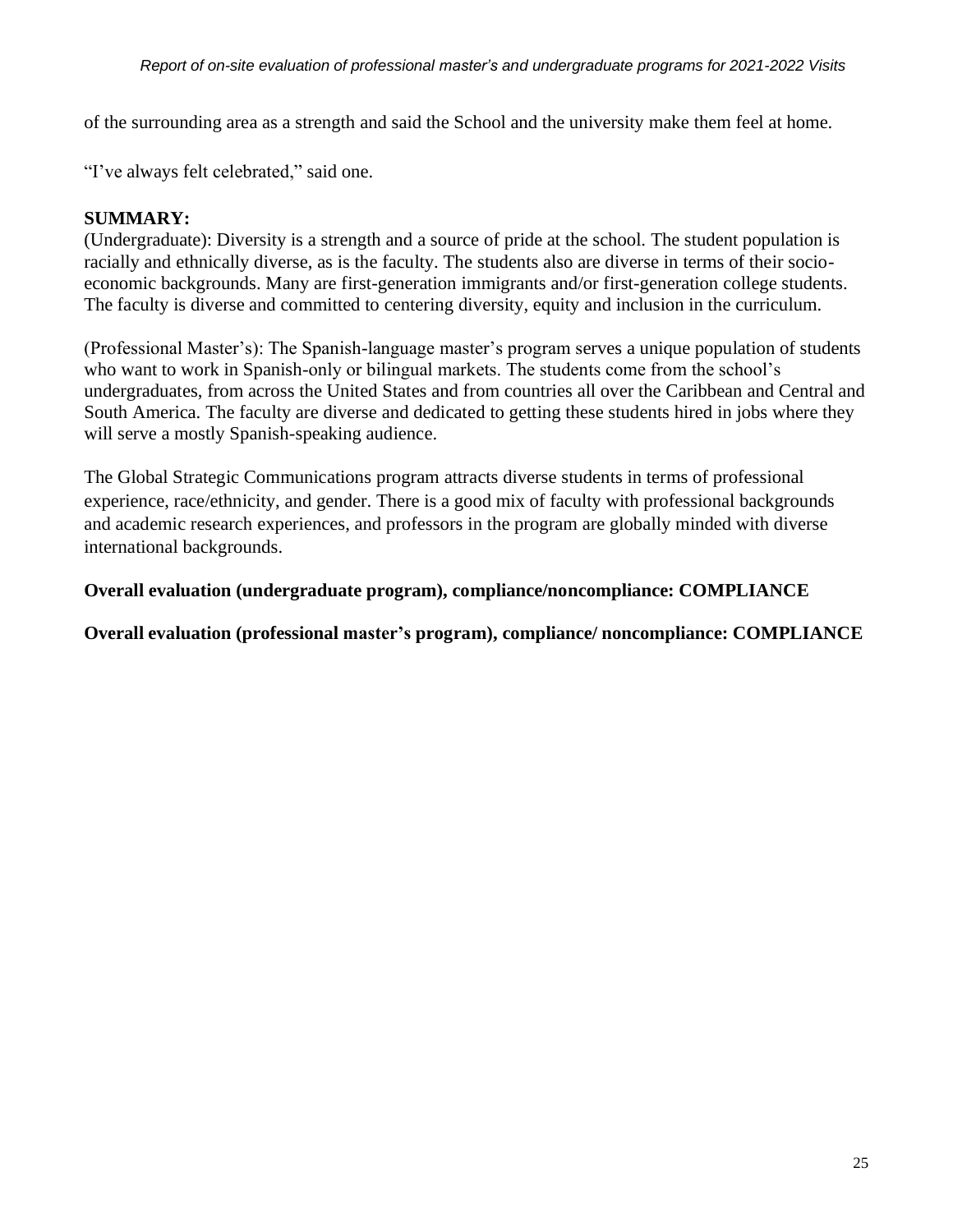of the surrounding area as a strength and said the School and the university make them feel at home.

"I've always felt celebrated," said one.

**SUMMARY:**
(Undergraduate): Diversity is a strength and a source of pride at the school. The student population is racially and ethnically diverse, as is the faculty. The students also are diverse in terms of their socio-economic backgrounds. Many are first-generation immigrants and/or first-generation college students. The faculty is diverse and committed to centering diversity, equity and inclusion in the curriculum.

(Professional Master's): The Spanish-language master's program serves a unique population of students who want to work in Spanish-only or bilingual markets. The students come from the school's undergraduates, from across the United States and from countries all over the Caribbean and Central and South America. The faculty are diverse and dedicated to getting these students hired in jobs where they will serve a mostly Spanish-speaking audience.

The Global Strategic Communications program attracts diverse students in terms of professional experience, race/ethnicity, and gender. There is a good mix of faculty with professional backgrounds and academic research experiences, and professors in the program are globally minded with diverse international backgrounds.

**Overall evaluation (undergraduate program), compliance/noncompliance: COMPLIANCE**

**Overall evaluation (professional master's program), compliance/ noncompliance: COMPLIANCE**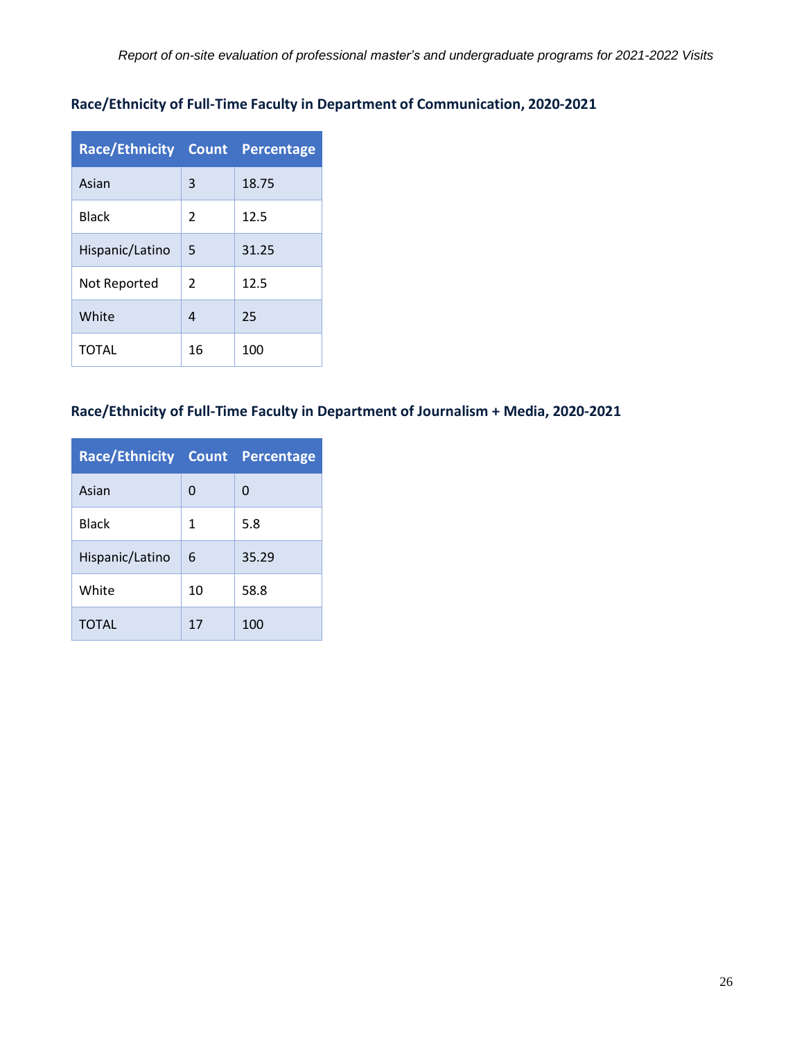**Race/Ethnicity of Full-Time Faculty in Department of Communication, 2020-2021**

| Race/Ethnicity | Count | Percentage |
|---|---|---|
| Asian | 3 | 18.75 |
| Black | 2 | 12.5 |
| Hispanic/Latino | 5 | 31.25 |
| Not Reported | 2 | 12.5 |
| White | 4 | 25 |
| TOTAL | 16 | 100 |

**Race/Ethnicity of Full-Time Faculty in Department of Journalism + Media, 2020-2021**

| Race/Ethnicity | Count | Percentage |
|---|---|---|
| Asian | 0 | 0 |
| Black | 1 | 5.8 |
| Hispanic/Latino | 6 | 35.29 |
| White | 10 | 58.8 |
| TOTAL | 17 | 100 |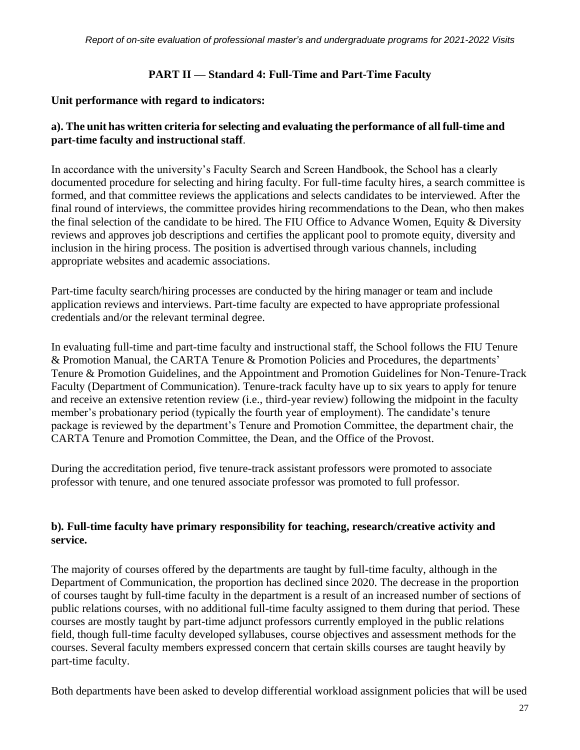## PART II — Standard 4: Full-Time and Part-Time Faculty

**Unit performance with regard to indicators:**

**a). The unit has written criteria for selecting and evaluating the performance of all full-time and part-time faculty and instructional staff**.

In accordance with the university's Faculty Search and Screen Handbook, the School has a clearly documented procedure for selecting and hiring faculty. For full-time faculty hires, a search committee is formed, and that committee reviews the applications and selects candidates to be interviewed. After the final round of interviews, the committee provides hiring recommendations to the Dean, who then makes the final selection of the candidate to be hired. The FIU Office to Advance Women, Equity & Diversity reviews and approves job descriptions and certifies the applicant pool to promote equity, diversity and inclusion in the hiring process. The position is advertised through various channels, including appropriate websites and academic associations.

Part-time faculty search/hiring processes are conducted by the hiring manager or team and include application reviews and interviews. Part-time faculty are expected to have appropriate professional credentials and/or the relevant terminal degree.

In evaluating full-time and part-time faculty and instructional staff, the School follows the FIU Tenure & Promotion Manual, the CARTA Tenure & Promotion Policies and Procedures, the departments' Tenure & Promotion Guidelines, and the Appointment and Promotion Guidelines for Non-Tenure-Track Faculty (Department of Communication). Tenure-track faculty have up to six years to apply for tenure and receive an extensive retention review (i.e., third-year review) following the midpoint in the faculty member's probationary period (typically the fourth year of employment). The candidate's tenure package is reviewed by the department's Tenure and Promotion Committee, the department chair, the CARTA Tenure and Promotion Committee, the Dean, and the Office of the Provost.

During the accreditation period, five tenure-track assistant professors were promoted to associate professor with tenure, and one tenured associate professor was promoted to full professor.

**b). Full-time faculty have primary responsibility for teaching, research/creative activity and service.**

The majority of courses offered by the departments are taught by full-time faculty, although in the Department of Communication, the proportion has declined since 2020. The decrease in the proportion of courses taught by full-time faculty in the department is a result of an increased number of sections of public relations courses, with no additional full-time faculty assigned to them during that period. These courses are mostly taught by part-time adjunct professors currently employed in the public relations field, though full-time faculty developed syllabuses, course objectives and assessment methods for the courses. Several faculty members expressed concern that certain skills courses are taught heavily by part-time faculty.

Both departments have been asked to develop differential workload assignment policies that will be used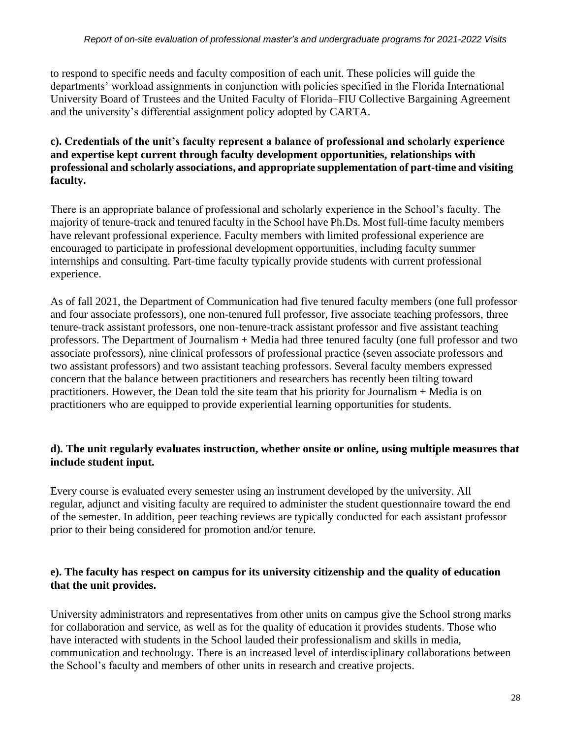to respond to specific needs and faculty composition of each unit. These policies will guide the departments' workload assignments in conjunction with policies specified in the Florida International University Board of Trustees and the United Faculty of Florida–FIU Collective Bargaining Agreement and the university's differential assignment policy adopted by CARTA.

**c). Credentials of the unit's faculty represent a balance of professional and scholarly experience and expertise kept current through faculty development opportunities, relationships with professional and scholarly associations, and appropriate supplementation of part-time and visiting faculty.**

There is an appropriate balance of professional and scholarly experience in the School's faculty. The majority of tenure-track and tenured faculty in the School have Ph.Ds. Most full-time faculty members have relevant professional experience. Faculty members with limited professional experience are encouraged to participate in professional development opportunities, including faculty summer internships and consulting. Part-time faculty typically provide students with current professional experience.

As of fall 2021, the Department of Communication had five tenured faculty members (one full professor and four associate professors), one non-tenured full professor, five associate teaching professors, three tenure-track assistant professors, one non-tenure-track assistant professor and five assistant teaching professors. The Department of Journalism + Media had three tenured faculty (one full professor and two associate professors), nine clinical professors of professional practice (seven associate professors and two assistant professors) and two assistant teaching professors. Several faculty members expressed concern that the balance between practitioners and researchers has recently been tilting toward practitioners. However, the Dean told the site team that his priority for Journalism + Media is on practitioners who are equipped to provide experiential learning opportunities for students.

**d). The unit regularly evaluates instruction, whether onsite or online, using multiple measures that include student input.**

Every course is evaluated every semester using an instrument developed by the university. All regular, adjunct and visiting faculty are required to administer the student questionnaire toward the end of the semester. In addition, peer teaching reviews are typically conducted for each assistant professor prior to their being considered for promotion and/or tenure.

**e). The faculty has respect on campus for its university citizenship and the quality of education that the unit provides.**

University administrators and representatives from other units on campus give the School strong marks for collaboration and service, as well as for the quality of education it provides students. Those who have interacted with students in the School lauded their professionalism and skills in media, communication and technology. There is an increased level of interdisciplinary collaborations between the School's faculty and members of other units in research and creative projects.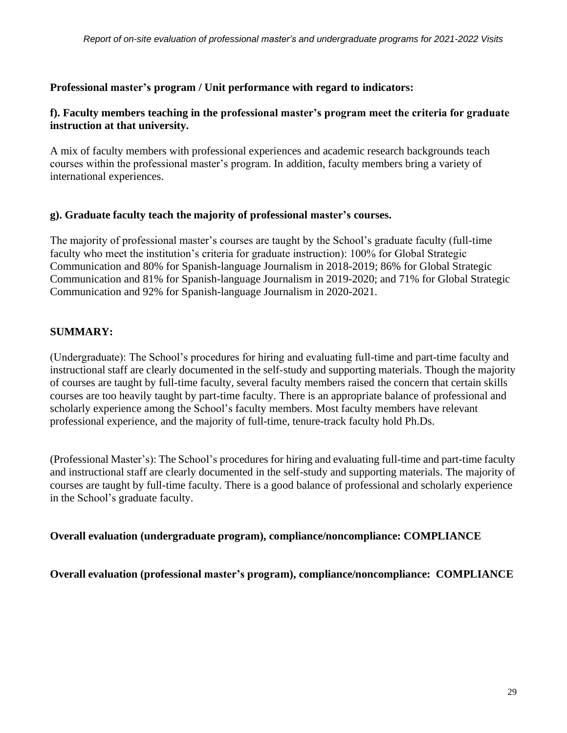**Professional master's program / Unit performance with regard to indicators:**

**f). Faculty members teaching in the professional master's program meet the criteria for graduate instruction at that university.**

A mix of faculty members with professional experiences and academic research backgrounds teach courses within the professional master's program. In addition, faculty members bring a variety of international experiences.

**g). Graduate faculty teach the majority of professional master's courses.**

The majority of professional master's courses are taught by the School's graduate faculty (full-time faculty who meet the institution's criteria for graduate instruction): 100% for Global Strategic Communication and 80% for Spanish-language Journalism in 2018-2019; 86% for Global Strategic Communication and 81% for Spanish-language Journalism in 2019-2020; and 71% for Global Strategic Communication and 92% for Spanish-language Journalism in 2020-2021.

**SUMMARY:**

(Undergraduate): The School's procedures for hiring and evaluating full-time and part-time faculty and instructional staff are clearly documented in the self-study and supporting materials. Though the majority of courses are taught by full-time faculty, several faculty members raised the concern that certain skills courses are too heavily taught by part-time faculty. There is an appropriate balance of professional and scholarly experience among the School's faculty members. Most faculty members have relevant professional experience, and the majority of full-time, tenure-track faculty hold Ph.Ds.

(Professional Master's): The School's procedures for hiring and evaluating full-time and part-time faculty and instructional staff are clearly documented in the self-study and supporting materials. The majority of courses are taught by full-time faculty. There is a good balance of professional and scholarly experience in the School's graduate faculty.

**Overall evaluation (undergraduate program), compliance/noncompliance: COMPLIANCE**

**Overall evaluation (professional master's program), compliance/noncompliance: COMPLIANCE**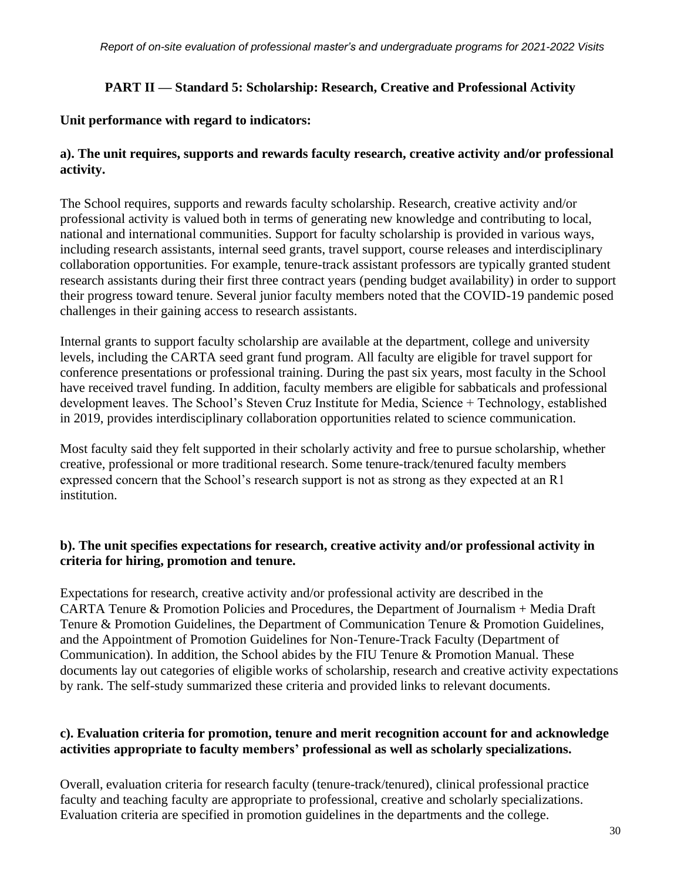## PART II — Standard 5: Scholarship: Research, Creative and Professional Activity

**Unit performance with regard to indicators:**

**a). The unit requires, supports and rewards faculty research, creative activity and/or professional activity.**

The School requires, supports and rewards faculty scholarship. Research, creative activity and/or professional activity is valued both in terms of generating new knowledge and contributing to local, national and international communities. Support for faculty scholarship is provided in various ways, including research assistants, internal seed grants, travel support, course releases and interdisciplinary collaboration opportunities. For example, tenure-track assistant professors are typically granted student research assistants during their first three contract years (pending budget availability) in order to support their progress toward tenure. Several junior faculty members noted that the COVID-19 pandemic posed challenges in their gaining access to research assistants.

Internal grants to support faculty scholarship are available at the department, college and university levels, including the CARTA seed grant fund program. All faculty are eligible for travel support for conference presentations or professional training. During the past six years, most faculty in the School have received travel funding. In addition, faculty members are eligible for sabbaticals and professional development leaves. The School's Steven Cruz Institute for Media, Science + Technology, established in 2019, provides interdisciplinary collaboration opportunities related to science communication.

Most faculty said they felt supported in their scholarly activity and free to pursue scholarship, whether creative, professional or more traditional research. Some tenure-track/tenured faculty members expressed concern that the School's research support is not as strong as they expected at an R1 institution.

**b). The unit specifies expectations for research, creative activity and/or professional activity in criteria for hiring, promotion and tenure.**

Expectations for research, creative activity and/or professional activity are described in the CARTA Tenure & Promotion Policies and Procedures, the Department of Journalism + Media Draft Tenure & Promotion Guidelines, the Department of Communication Tenure & Promotion Guidelines, and the Appointment of Promotion Guidelines for Non-Tenure-Track Faculty (Department of Communication). In addition, the School abides by the FIU Tenure & Promotion Manual. These documents lay out categories of eligible works of scholarship, research and creative activity expectations by rank. The self-study summarized these criteria and provided links to relevant documents.

**c). Evaluation criteria for promotion, tenure and merit recognition account for and acknowledge activities appropriate to faculty members' professional as well as scholarly specializations.**

Overall, evaluation criteria for research faculty (tenure-track/tenured), clinical professional practice faculty and teaching faculty are appropriate to professional, creative and scholarly specializations. Evaluation criteria are specified in promotion guidelines in the departments and the college.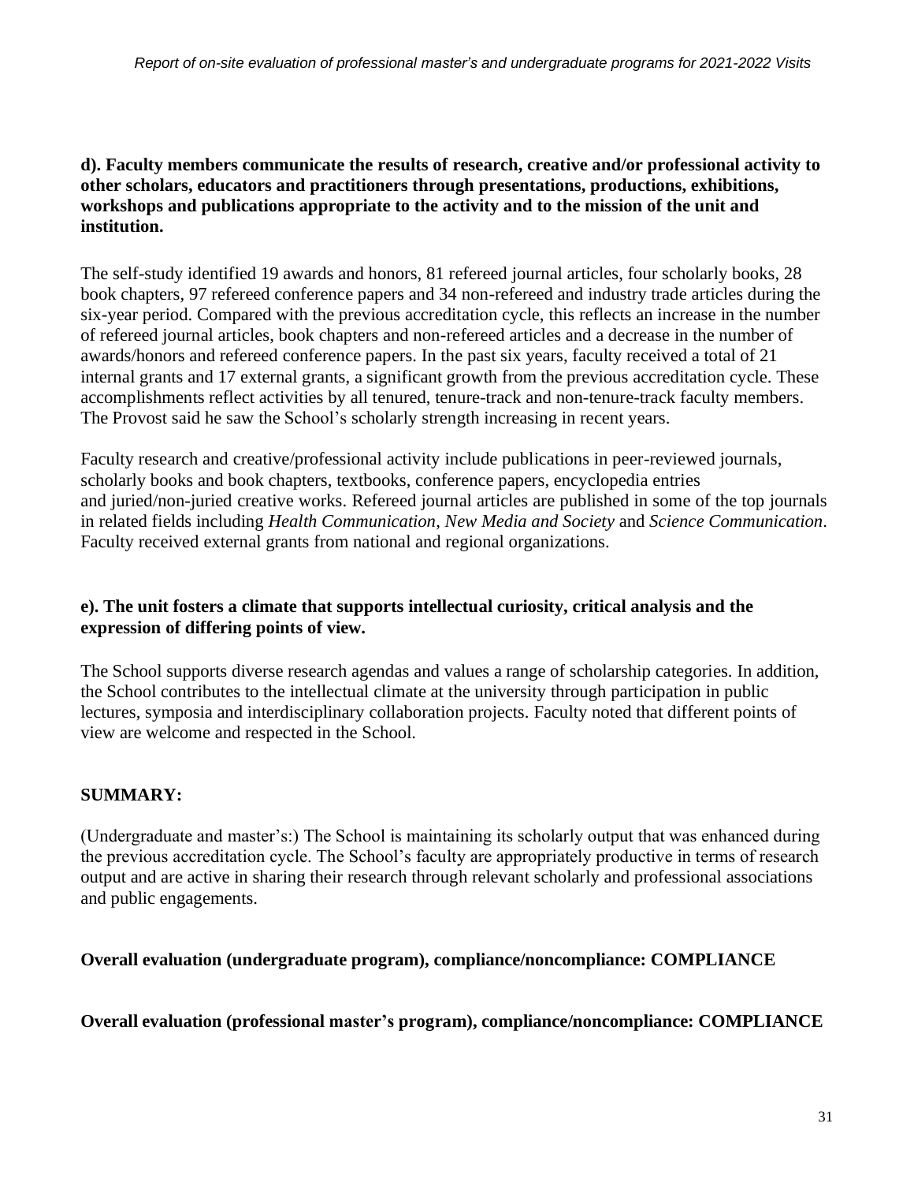**d). Faculty members communicate the results of research, creative and/or professional activity to other scholars, educators and practitioners through presentations, productions, exhibitions, workshops and publications appropriate to the activity and to the mission of the unit and institution.**

The self-study identified 19 awards and honors, 81 refereed journal articles, four scholarly books, 28 book chapters, 97 refereed conference papers and 34 non-refereed and industry trade articles during the six-year period. Compared with the previous accreditation cycle, this reflects an increase in the number of refereed journal articles, book chapters and non-refereed articles and a decrease in the number of awards/honors and refereed conference papers. In the past six years, faculty received a total of 21 internal grants and 17 external grants, a significant growth from the previous accreditation cycle. These accomplishments reflect activities by all tenured, tenure-track and non-tenure-track faculty members. The Provost said he saw the School's scholarly strength increasing in recent years.

Faculty research and creative/professional activity include publications in peer-reviewed journals, scholarly books and book chapters, textbooks, conference papers, encyclopedia entries and juried/non-juried creative works. Refereed journal articles are published in some of the top journals in related fields including *Health Communication*, *New Media and Society* and *Science Communication*. Faculty received external grants from national and regional organizations.

**e). The unit fosters a climate that supports intellectual curiosity, critical analysis and the expression of differing points of view.**

The School supports diverse research agendas and values a range of scholarship categories. In addition, the School contributes to the intellectual climate at the university through participation in public lectures, symposia and interdisciplinary collaboration projects. Faculty noted that different points of view are welcome and respected in the School.

**SUMMARY:**

(Undergraduate and master's:) The School is maintaining its scholarly output that was enhanced during the previous accreditation cycle. The School's faculty are appropriately productive in terms of research output and are active in sharing their research through relevant scholarly and professional associations and public engagements.

**Overall evaluation (undergraduate program), compliance/noncompliance: COMPLIANCE**

**Overall evaluation (professional master's program), compliance/noncompliance: COMPLIANCE**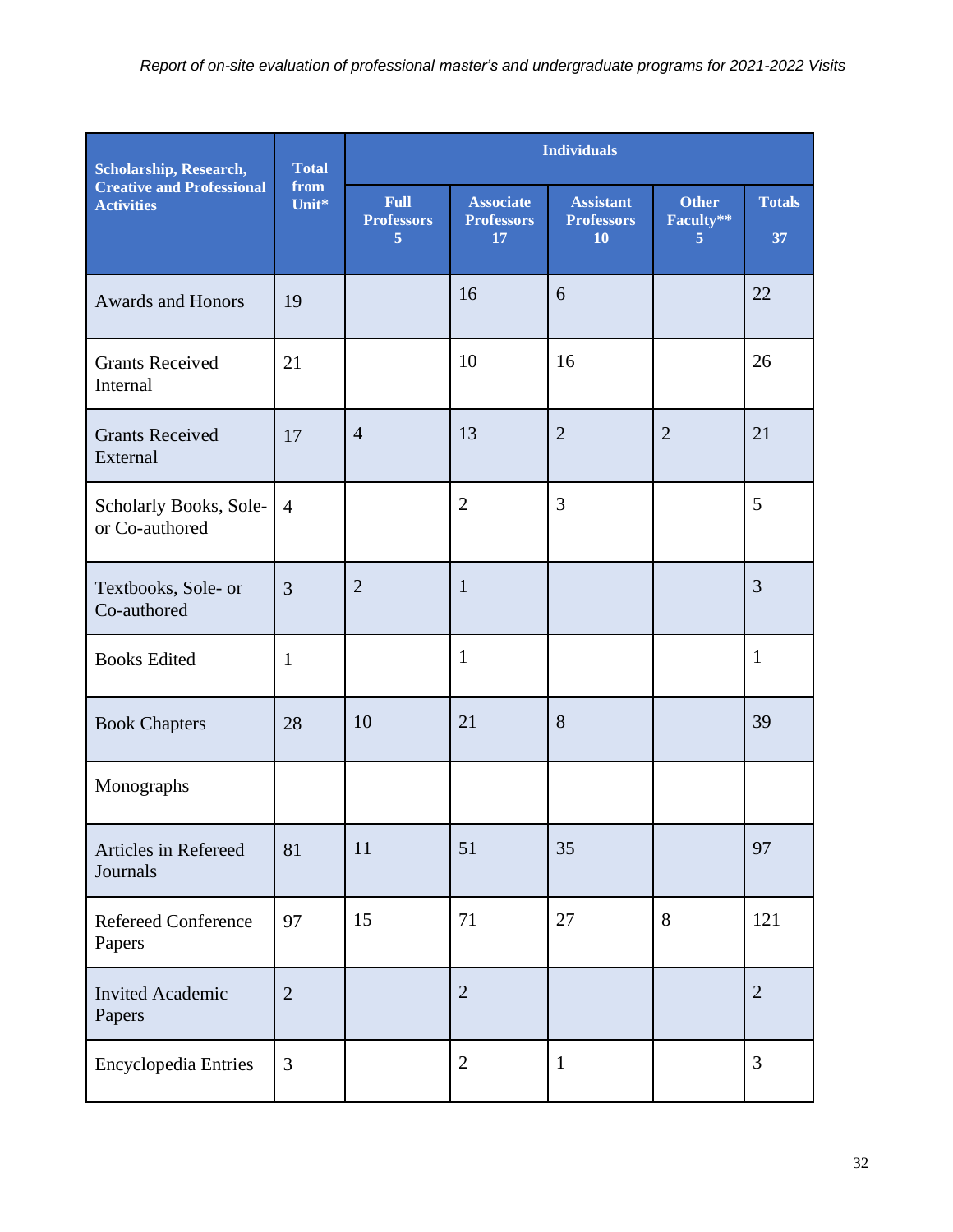| Scholarship, Research, Creative and Professional Activities | Total from Unit* | Individuals | | | | |
|---|---|---|---|---|---|---|
| | | Full Professors 5 | Associate Professors 17 | Assistant Professors 10 | Other Faculty** 5 | Totals 37 |
| Awards and Honors | 19 | | 16 | 6 | | 22 |
| Grants Received Internal | 21 | | 10 | 16 | | 26 |
| Grants Received External | 17 | 4 | 13 | 2 | 2 | 21 |
| Scholarly Books, Sole- or Co-authored | 4 | | 2 | 3 | | 5 |
| Textbooks, Sole- or Co-authored | 3 | 2 | 1 | | | 3 |
| Books Edited | 1 | | 1 | | | 1 |
| Book Chapters | 28 | 10 | 21 | 8 | | 39 |
| Monographs | | | | | | |
| Articles in Refereed Journals | 81 | 11 | 51 | 35 | | 97 |
| Refereed Conference Papers | 97 | 15 | 71 | 27 | 8 | 121 |
| Invited Academic Papers | 2 | | 2 | | | 2 |
| Encyclopedia Entries | 3 | | 2 | 1 | | 3 |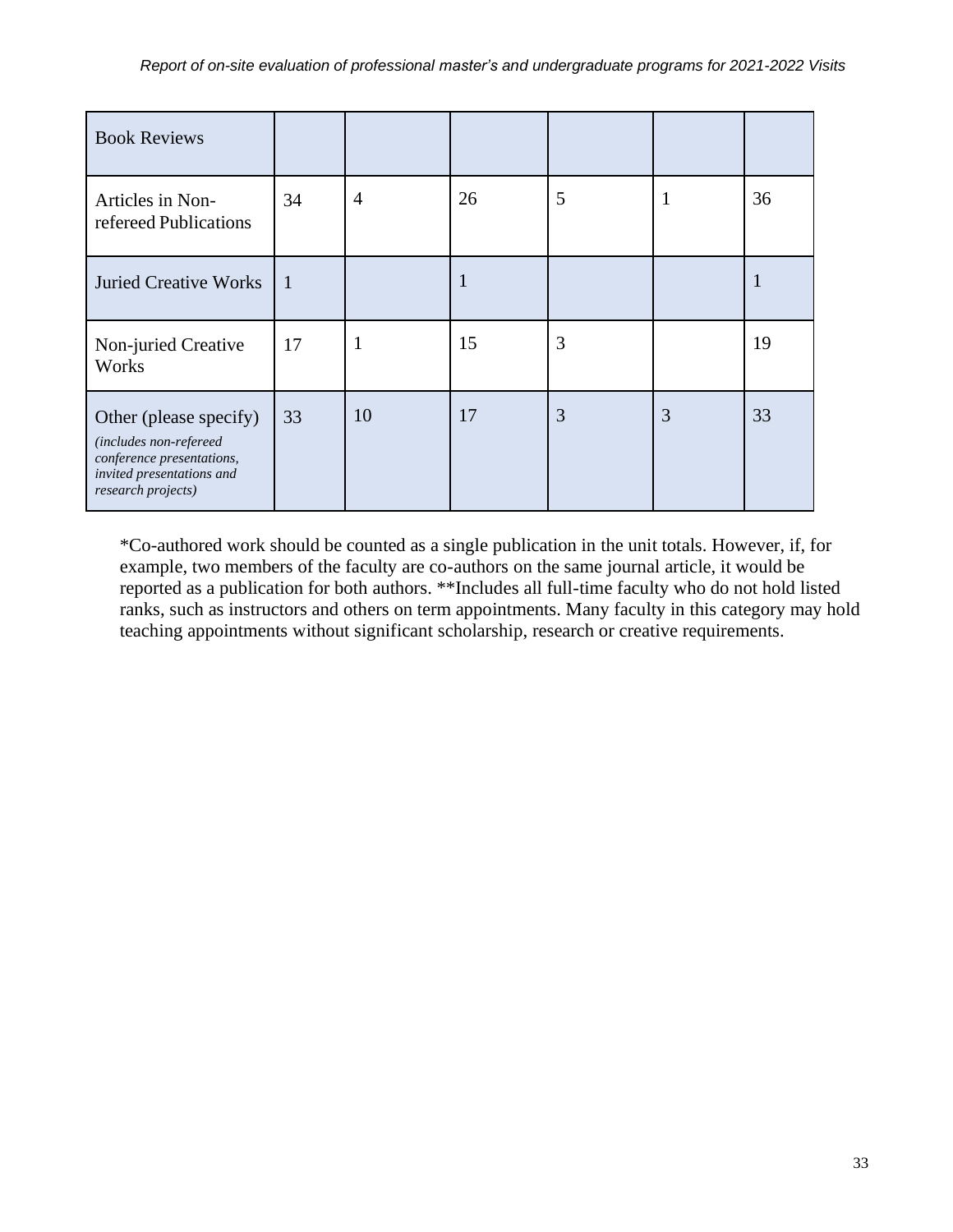| Book Reviews | | | | | | |
|---|---|---|---|---|---|---|
| Articles in Non-refereed Publications | 34 | 4 | 26 | 5 | 1 | 36 |
| Juried Creative Works | 1 | | 1 | | | 1 |
| Non-juried Creative Works | 17 | 1 | 15 | 3 | | 19 |
| Other (please specify) *(includes non-refereed conference presentations, invited presentations and research projects)* | 33 | 10 | 17 | 3 | 3 | 33 |

*Co-authored work should be counted as a single publication in the unit totals. However, if, for example, two members of the faculty are co-authors on the same journal article, it would be reported as a publication for both authors. **Includes all full-time faculty who do not hold listed ranks, such as instructors and others on term appointments. Many faculty in this category may hold teaching appointments without significant scholarship, research or creative requirements.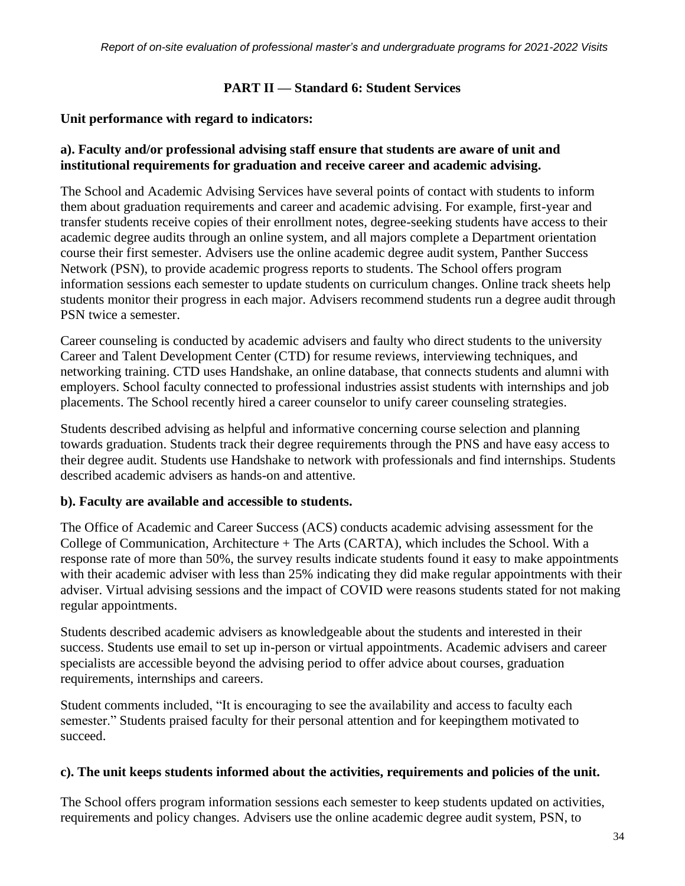## PART II — Standard 6: Student Services

**Unit performance with regard to indicators:**

**a). Faculty and/or professional advising staff ensure that students are aware of unit and institutional requirements for graduation and receive career and academic advising.**

The School and Academic Advising Services have several points of contact with students to inform them about graduation requirements and career and academic advising. For example, first-year and transfer students receive copies of their enrollment notes, degree-seeking students have access to their academic degree audits through an online system, and all majors complete a Department orientation course their first semester. Advisers use the online academic degree audit system, Panther Success Network (PSN), to provide academic progress reports to students. The School offers program information sessions each semester to update students on curriculum changes. Online track sheets help students monitor their progress in each major. Advisers recommend students run a degree audit through PSN twice a semester.

Career counseling is conducted by academic advisers and faulty who direct students to the university Career and Talent Development Center (CTD) for resume reviews, interviewing techniques, and networking training. CTD uses Handshake, an online database, that connects students and alumni with employers. School faculty connected to professional industries assist students with internships and job placements. The School recently hired a career counselor to unify career counseling strategies.

Students described advising as helpful and informative concerning course selection and planning towards graduation. Students track their degree requirements through the PNS and have easy access to their degree audit. Students use Handshake to network with professionals and find internships. Students described academic advisers as hands-on and attentive.

**b). Faculty are available and accessible to students.**

The Office of Academic and Career Success (ACS) conducts academic advising assessment for the College of Communication, Architecture + The Arts (CARTA), which includes the School. With a response rate of more than 50%, the survey results indicate students found it easy to make appointments with their academic adviser with less than 25% indicating they did make regular appointments with their adviser. Virtual advising sessions and the impact of COVID were reasons students stated for not making regular appointments.

Students described academic advisers as knowledgeable about the students and interested in their success. Students use email to set up in-person or virtual appointments. Academic advisers and career specialists are accessible beyond the advising period to offer advice about courses, graduation requirements, internships and careers.

Student comments included, "It is encouraging to see the availability and access to faculty each semester." Students praised faculty for their personal attention and for keepingthem motivated to succeed.

**c). The unit keeps students informed about the activities, requirements and policies of the unit.**

The School offers program information sessions each semester to keep students updated on activities, requirements and policy changes. Advisers use the online academic degree audit system, PSN, to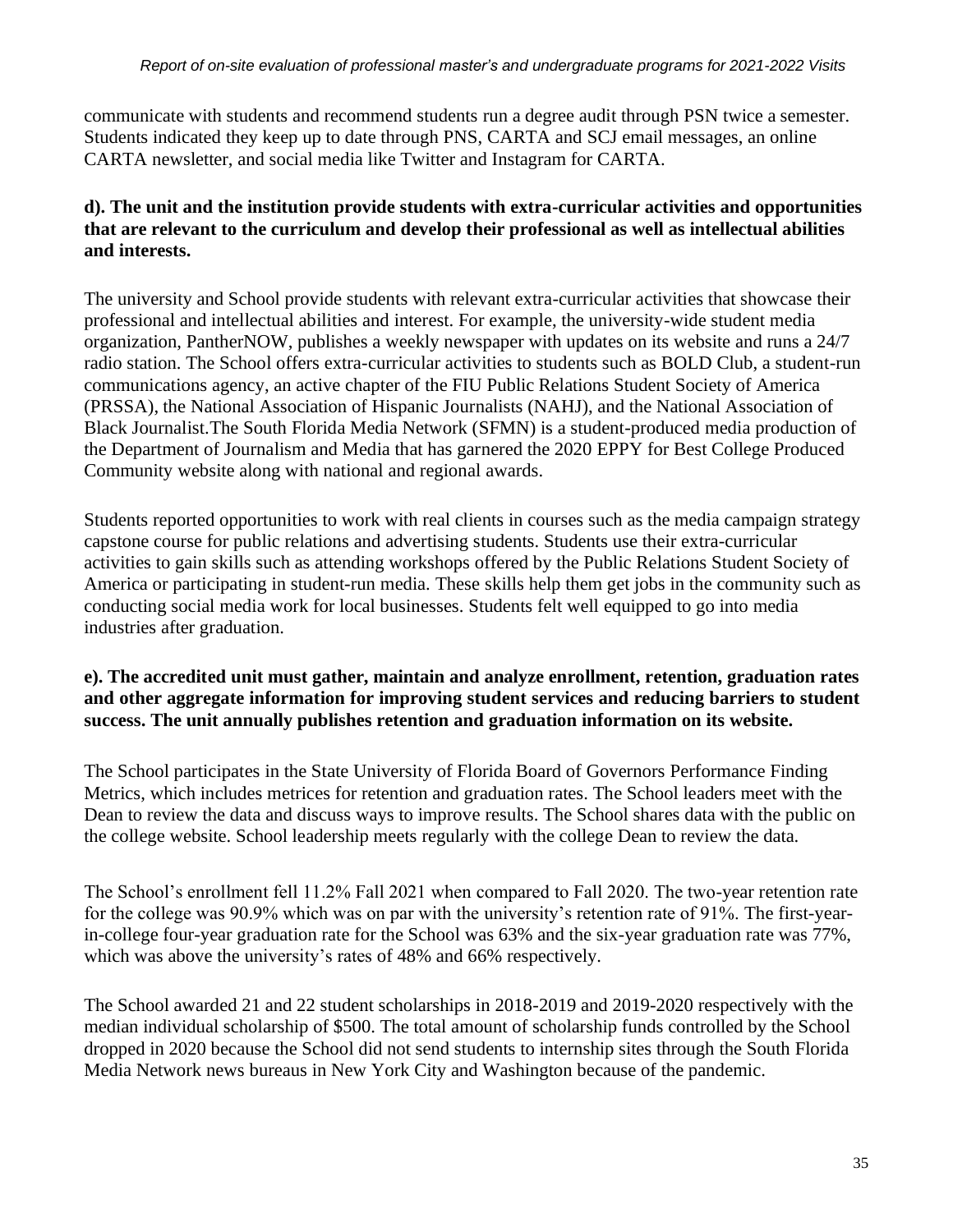communicate with students and recommend students run a degree audit through PSN twice a semester. Students indicated they keep up to date through PNS, CARTA and SCJ email messages, an online CARTA newsletter, and social media like Twitter and Instagram for CARTA.

**d). The unit and the institution provide students with extra-curricular activities and opportunities that are relevant to the curriculum and develop their professional as well as intellectual abilities and interests.**

The university and School provide students with relevant extra-curricular activities that showcase their professional and intellectual abilities and interest. For example, the university-wide student media organization, PantherNOW, publishes a weekly newspaper with updates on its website and runs a 24/7 radio station. The School offers extra-curricular activities to students such as BOLD Club, a student-run communications agency, an active chapter of the FIU Public Relations Student Society of America (PRSSA), the National Association of Hispanic Journalists (NAHJ), and the National Association of Black Journalist.The South Florida Media Network (SFMN) is a student-produced media production of the Department of Journalism and Media that has garnered the 2020 EPPY for Best College Produced Community website along with national and regional awards.

Students reported opportunities to work with real clients in courses such as the media campaign strategy capstone course for public relations and advertising students. Students use their extra-curricular activities to gain skills such as attending workshops offered by the Public Relations Student Society of America or participating in student-run media. These skills help them get jobs in the community such as conducting social media work for local businesses. Students felt well equipped to go into media industries after graduation.

**e). The accredited unit must gather, maintain and analyze enrollment, retention, graduation rates and other aggregate information for improving student services and reducing barriers to student success. The unit annually publishes retention and graduation information on its website.**

The School participates in the State University of Florida Board of Governors Performance Finding Metrics, which includes metrices for retention and graduation rates. The School leaders meet with the Dean to review the data and discuss ways to improve results. The School shares data with the public on the college website. School leadership meets regularly with the college Dean to review the data.

The School's enrollment fell 11.2% Fall 2021 when compared to Fall 2020. The two-year retention rate for the college was 90.9% which was on par with the university's retention rate of 91%. The first-year-in-college four-year graduation rate for the School was 63% and the six-year graduation rate was 77%, which was above the university's rates of 48% and 66% respectively.

The School awarded 21 and 22 student scholarships in 2018-2019 and 2019-2020 respectively with the median individual scholarship of $500. The total amount of scholarship funds controlled by the School dropped in 2020 because the School did not send students to internship sites through the South Florida Media Network news bureaus in New York City and Washington because of the pandemic.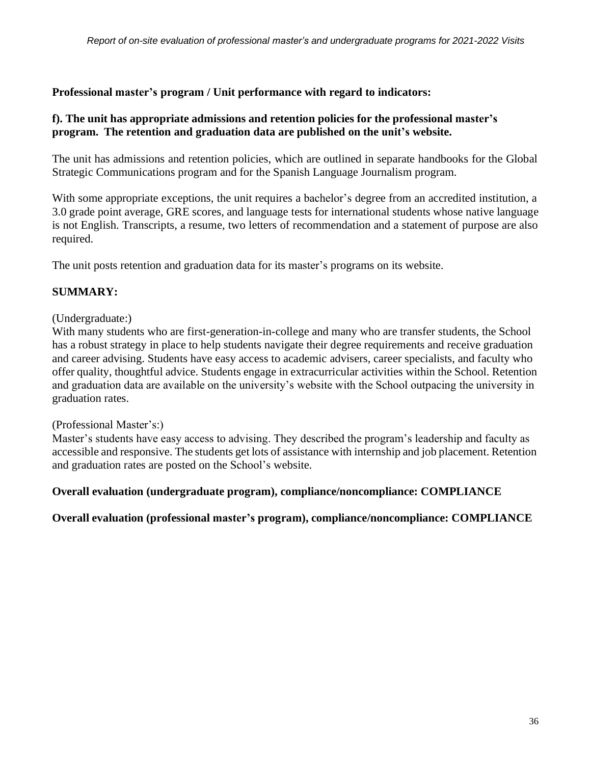**Professional master's program / Unit performance with regard to indicators:**

**f). The unit has appropriate admissions and retention policies for the professional master's program. The retention and graduation data are published on the unit's website.**

The unit has admissions and retention policies, which are outlined in separate handbooks for the Global Strategic Communications program and for the Spanish Language Journalism program.

With some appropriate exceptions, the unit requires a bachelor's degree from an accredited institution, a 3.0 grade point average, GRE scores, and language tests for international students whose native language is not English. Transcripts, a resume, two letters of recommendation and a statement of purpose are also required.

The unit posts retention and graduation data for its master's programs on its website.

**SUMMARY:**

(Undergraduate:)
With many students who are first-generation-in-college and many who are transfer students, the School has a robust strategy in place to help students navigate their degree requirements and receive graduation and career advising. Students have easy access to academic advisers, career specialists, and faculty who offer quality, thoughtful advice. Students engage in extracurricular activities within the School. Retention and graduation data are available on the university's website with the School outpacing the university in graduation rates.

(Professional Master's:)
Master's students have easy access to advising. They described the program's leadership and faculty as accessible and responsive. The students get lots of assistance with internship and job placement. Retention and graduation rates are posted on the School's website.

**Overall evaluation (undergraduate program), compliance/noncompliance: COMPLIANCE**

**Overall evaluation (professional master's program), compliance/noncompliance: COMPLIANCE**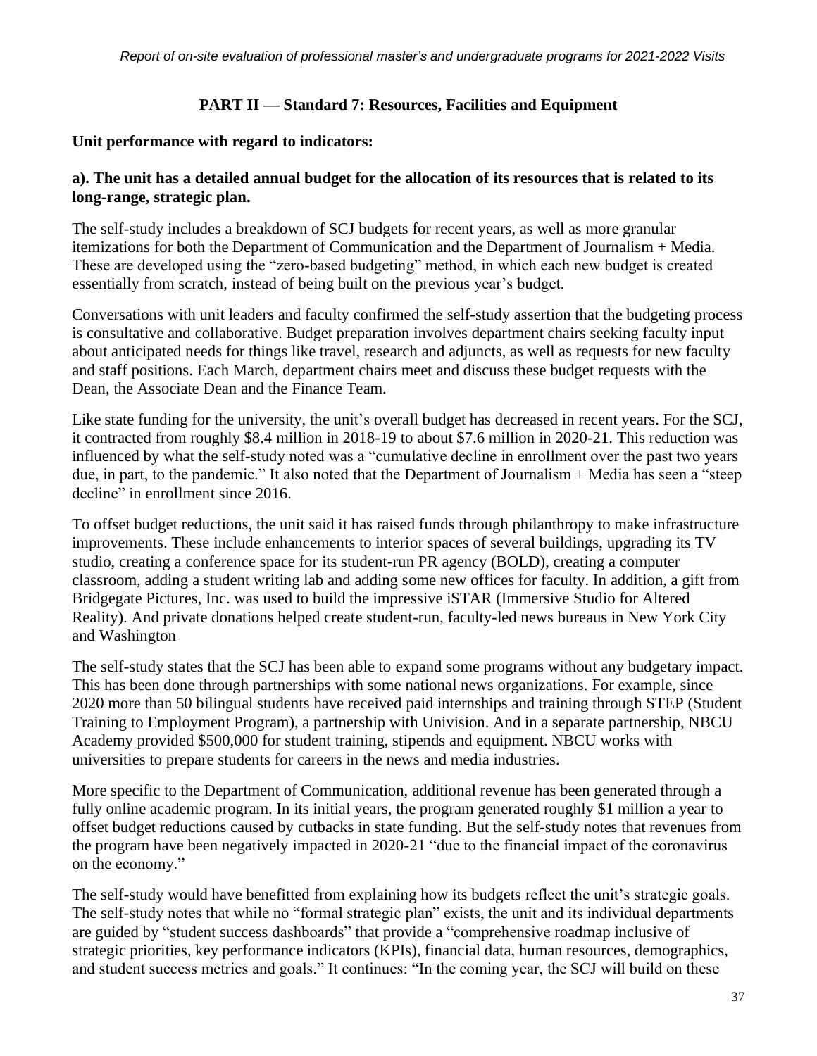## PART II — Standard 7: Resources, Facilities and Equipment

**Unit performance with regard to indicators:**

**a). The unit has a detailed annual budget for the allocation of its resources that is related to its long-range, strategic plan.**

The self-study includes a breakdown of SCJ budgets for recent years, as well as more granular itemizations for both the Department of Communication and the Department of Journalism + Media. These are developed using the "zero-based budgeting" method, in which each new budget is created essentially from scratch, instead of being built on the previous year's budget.

Conversations with unit leaders and faculty confirmed the self-study assertion that the budgeting process is consultative and collaborative. Budget preparation involves department chairs seeking faculty input about anticipated needs for things like travel, research and adjuncts, as well as requests for new faculty and staff positions. Each March, department chairs meet and discuss these budget requests with the Dean, the Associate Dean and the Finance Team.

Like state funding for the university, the unit's overall budget has decreased in recent years. For the SCJ, it contracted from roughly $8.4 million in 2018-19 to about $7.6 million in 2020-21. This reduction was influenced by what the self-study noted was a "cumulative decline in enrollment over the past two years due, in part, to the pandemic." It also noted that the Department of Journalism + Media has seen a "steep decline" in enrollment since 2016.

To offset budget reductions, the unit said it has raised funds through philanthropy to make infrastructure improvements. These include enhancements to interior spaces of several buildings, upgrading its TV studio, creating a conference space for its student-run PR agency (BOLD), creating a computer classroom, adding a student writing lab and adding some new offices for faculty. In addition, a gift from Bridgegate Pictures, Inc. was used to build the impressive iSTAR (Immersive Studio for Altered Reality). And private donations helped create student-run, faculty-led news bureaus in New York City and Washington

The self-study states that the SCJ has been able to expand some programs without any budgetary impact. This has been done through partnerships with some national news organizations. For example, since 2020 more than 50 bilingual students have received paid internships and training through STEP (Student Training to Employment Program), a partnership with Univision. And in a separate partnership, NBCU Academy provided $500,000 for student training, stipends and equipment. NBCU works with universities to prepare students for careers in the news and media industries.

More specific to the Department of Communication, additional revenue has been generated through a fully online academic program. In its initial years, the program generated roughly $1 million a year to offset budget reductions caused by cutbacks in state funding. But the self-study notes that revenues from the program have been negatively impacted in 2020-21 "due to the financial impact of the coronavirus on the economy."

The self-study would have benefitted from explaining how its budgets reflect the unit's strategic goals. The self-study notes that while no "formal strategic plan" exists, the unit and its individual departments are guided by "student success dashboards" that provide a "comprehensive roadmap inclusive of strategic priorities, key performance indicators (KPIs), financial data, human resources, demographics, and student success metrics and goals." It continues: "In the coming year, the SCJ will build on these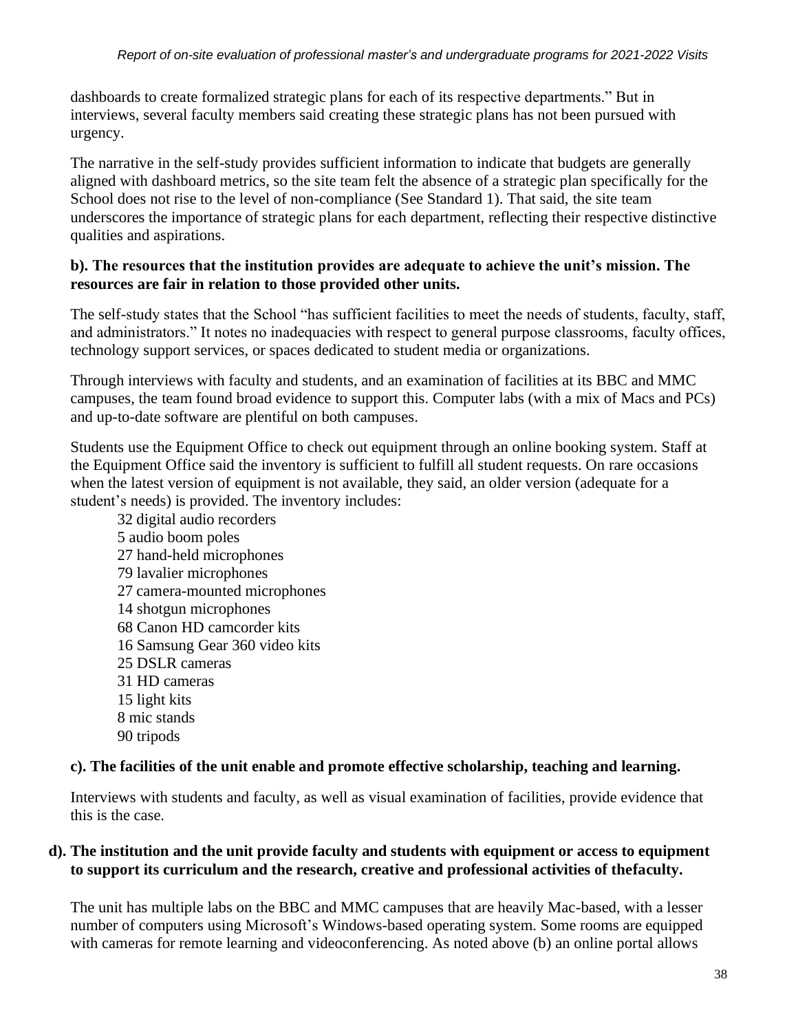dashboards to create formalized strategic plans for each of its respective departments." But in interviews, several faculty members said creating these strategic plans has not been pursued with urgency.

The narrative in the self-study provides sufficient information to indicate that budgets are generally aligned with dashboard metrics, so the site team felt the absence of a strategic plan specifically for the School does not rise to the level of non-compliance (See Standard 1). That said, the site team underscores the importance of strategic plans for each department, reflecting their respective distinctive qualities and aspirations.

**b). The resources that the institution provides are adequate to achieve the unit's mission. The resources are fair in relation to those provided other units.**

The self-study states that the School "has sufficient facilities to meet the needs of students, faculty, staff, and administrators." It notes no inadequacies with respect to general purpose classrooms, faculty offices, technology support services, or spaces dedicated to student media or organizations.

Through interviews with faculty and students, and an examination of facilities at its BBC and MMC campuses, the team found broad evidence to support this. Computer labs (with a mix of Macs and PCs) and up-to-date software are plentiful on both campuses.

Students use the Equipment Office to check out equipment through an online booking system. Staff at the Equipment Office said the inventory is sufficient to fulfill all student requests. On rare occasions when the latest version of equipment is not available, they said, an older version (adequate for a student's needs) is provided. The inventory includes:

32 digital audio recorders
5 audio boom poles
27 hand-held microphones
79 lavalier microphones
27 camera-mounted microphones
14 shotgun microphones
68 Canon HD camcorder kits
16 Samsung Gear 360 video kits
25 DSLR cameras
31 HD cameras
15 light kits
8 mic stands
90 tripods

**c). The facilities of the unit enable and promote effective scholarship, teaching and learning.**

Interviews with students and faculty, as well as visual examination of facilities, provide evidence that this is the case.

**d). The institution and the unit provide faculty and students with equipment or access to equipment to support its curriculum and the research, creative and professional activities of thefaculty.**

The unit has multiple labs on the BBC and MMC campuses that are heavily Mac-based, with a lesser number of computers using Microsoft's Windows-based operating system. Some rooms are equipped with cameras for remote learning and videoconferencing. As noted above (b) an online portal allows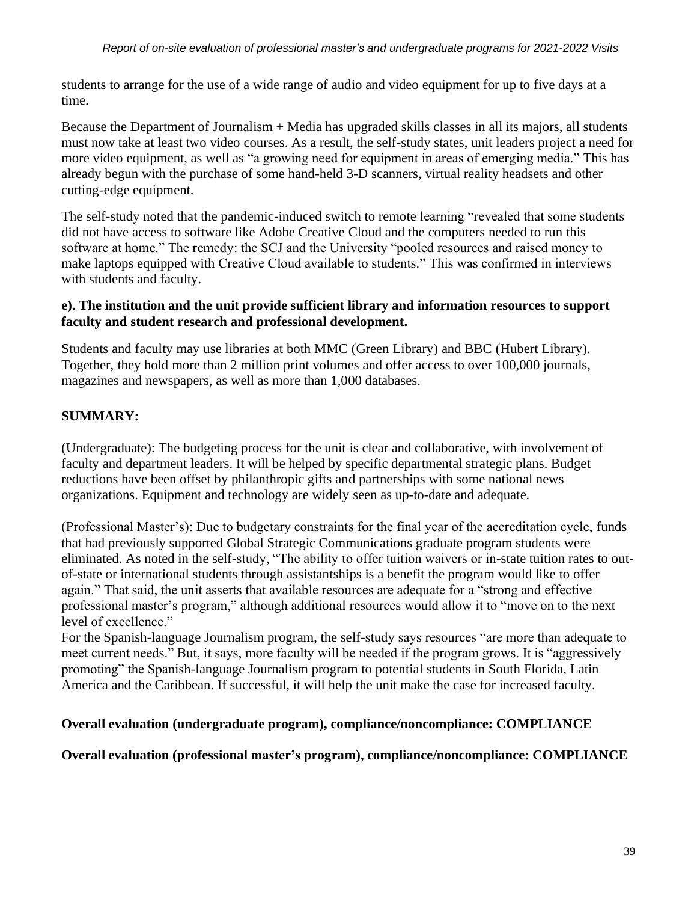students to arrange for the use of a wide range of audio and video equipment for up to five days at a time.

Because the Department of Journalism + Media has upgraded skills classes in all its majors, all students must now take at least two video courses. As a result, the self-study states, unit leaders project a need for more video equipment, as well as "a growing need for equipment in areas of emerging media." This has already begun with the purchase of some hand-held 3-D scanners, virtual reality headsets and other cutting-edge equipment.

The self-study noted that the pandemic-induced switch to remote learning "revealed that some students did not have access to software like Adobe Creative Cloud and the computers needed to run this software at home." The remedy: the SCJ and the University "pooled resources and raised money to make laptops equipped with Creative Cloud available to students." This was confirmed in interviews with students and faculty.

**e). The institution and the unit provide sufficient library and information resources to support faculty and student research and professional development.**

Students and faculty may use libraries at both MMC (Green Library) and BBC (Hubert Library). Together, they hold more than 2 million print volumes and offer access to over 100,000 journals, magazines and newspapers, as well as more than 1,000 databases.

**SUMMARY:**

(Undergraduate): The budgeting process for the unit is clear and collaborative, with involvement of faculty and department leaders. It will be helped by specific departmental strategic plans. Budget reductions have been offset by philanthropic gifts and partnerships with some national news organizations. Equipment and technology are widely seen as up-to-date and adequate.

(Professional Master's): Due to budgetary constraints for the final year of the accreditation cycle, funds that had previously supported Global Strategic Communications graduate program students were eliminated. As noted in the self-study, "The ability to offer tuition waivers or in-state tuition rates to out-of-state or international students through assistantships is a benefit the program would like to offer again." That said, the unit asserts that available resources are adequate for a "strong and effective professional master's program," although additional resources would allow it to "move on to the next level of excellence."

For the Spanish-language Journalism program, the self-study says resources "are more than adequate to meet current needs." But, it says, more faculty will be needed if the program grows. It is "aggressively promoting" the Spanish-language Journalism program to potential students in South Florida, Latin America and the Caribbean. If successful, it will help the unit make the case for increased faculty.

**Overall evaluation (undergraduate program), compliance/noncompliance: COMPLIANCE**

**Overall evaluation (professional master's program), compliance/noncompliance: COMPLIANCE**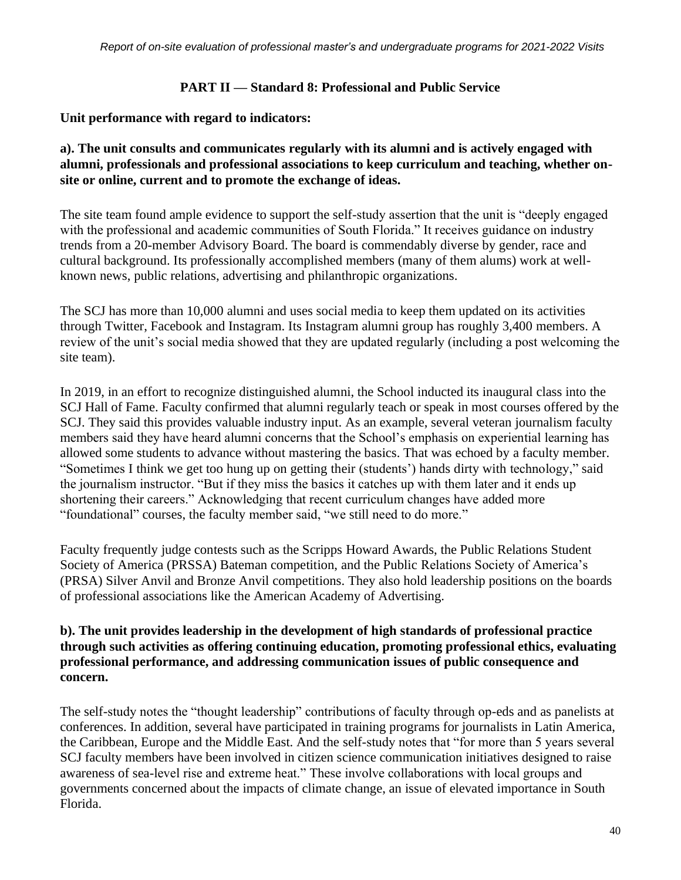## PART II — Standard 8: Professional and Public Service

**Unit performance with regard to indicators:**

**a). The unit consults and communicates regularly with its alumni and is actively engaged with alumni, professionals and professional associations to keep curriculum and teaching, whether on-site or online, current and to promote the exchange of ideas.**

The site team found ample evidence to support the self-study assertion that the unit is "deeply engaged with the professional and academic communities of South Florida." It receives guidance on industry trends from a 20-member Advisory Board. The board is commendably diverse by gender, race and cultural background. Its professionally accomplished members (many of them alums) work at well-known news, public relations, advertising and philanthropic organizations.

The SCJ has more than 10,000 alumni and uses social media to keep them updated on its activities through Twitter, Facebook and Instagram. Its Instagram alumni group has roughly 3,400 members. A review of the unit's social media showed that they are updated regularly (including a post welcoming the site team).

In 2019, in an effort to recognize distinguished alumni, the School inducted its inaugural class into the SCJ Hall of Fame. Faculty confirmed that alumni regularly teach or speak in most courses offered by the SCJ. They said this provides valuable industry input. As an example, several veteran journalism faculty members said they have heard alumni concerns that the School's emphasis on experiential learning has allowed some students to advance without mastering the basics. That was echoed by a faculty member. "Sometimes I think we get too hung up on getting their (students') hands dirty with technology," said the journalism instructor. "But if they miss the basics it catches up with them later and it ends up shortening their careers." Acknowledging that recent curriculum changes have added more "foundational" courses, the faculty member said, "we still need to do more."

Faculty frequently judge contests such as the Scripps Howard Awards, the Public Relations Student Society of America (PRSSA) Bateman competition, and the Public Relations Society of America's (PRSA) Silver Anvil and Bronze Anvil competitions. They also hold leadership positions on the boards of professional associations like the American Academy of Advertising.

**b). The unit provides leadership in the development of high standards of professional practice through such activities as offering continuing education, promoting professional ethics, evaluating professional performance, and addressing communication issues of public consequence and concern.**

The self-study notes the "thought leadership" contributions of faculty through op-eds and as panelists at conferences. In addition, several have participated in training programs for journalists in Latin America, the Caribbean, Europe and the Middle East. And the self-study notes that "for more than 5 years several SCJ faculty members have been involved in citizen science communication initiatives designed to raise awareness of sea-level rise and extreme heat." These involve collaborations with local groups and governments concerned about the impacts of climate change, an issue of elevated importance in South Florida.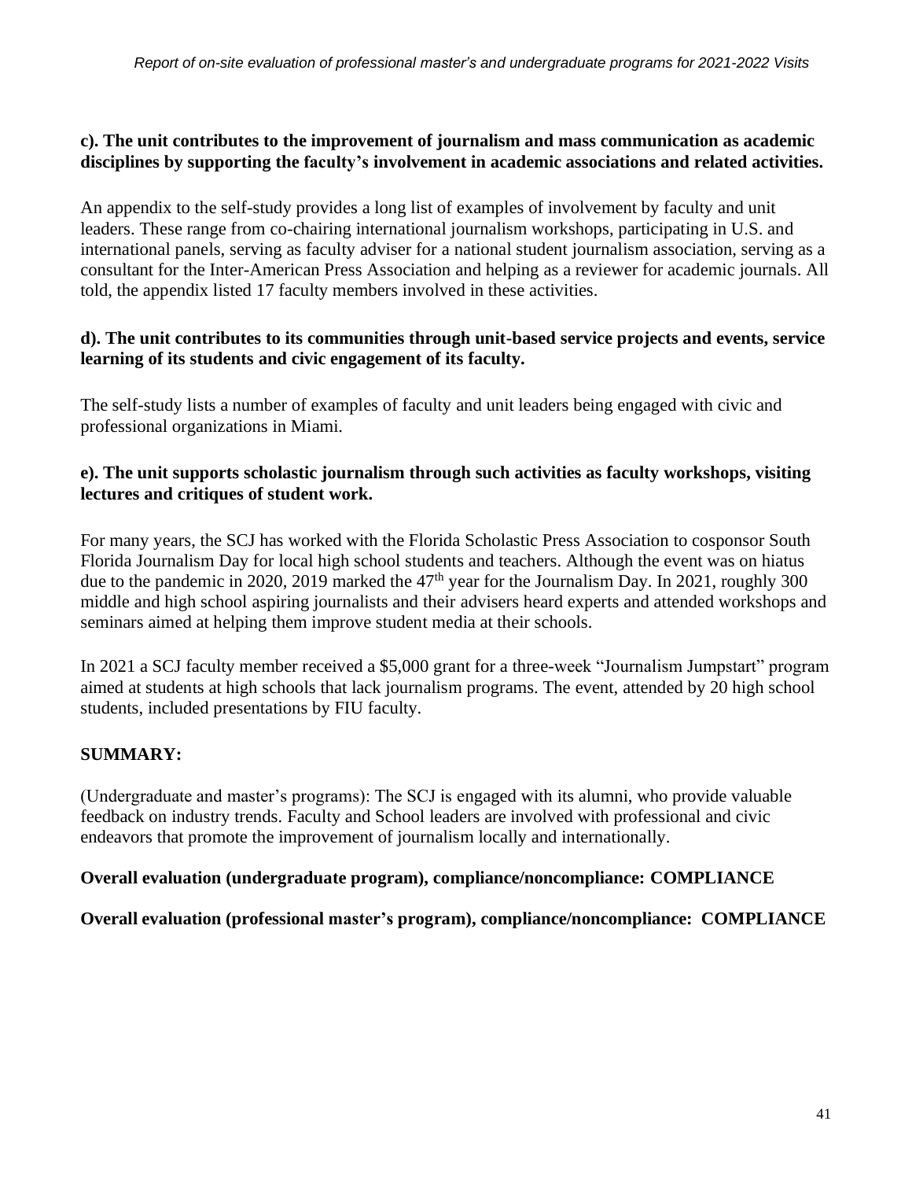**c). The unit contributes to the improvement of journalism and mass communication as academic disciplines by supporting the faculty's involvement in academic associations and related activities.**

An appendix to the self-study provides a long list of examples of involvement by faculty and unit leaders. These range from co-chairing international journalism workshops, participating in U.S. and international panels, serving as faculty adviser for a national student journalism association, serving as a consultant for the Inter-American Press Association and helping as a reviewer for academic journals. All told, the appendix listed 17 faculty members involved in these activities.

**d). The unit contributes to its communities through unit-based service projects and events, service learning of its students and civic engagement of its faculty.**

The self-study lists a number of examples of faculty and unit leaders being engaged with civic and professional organizations in Miami.

**e). The unit supports scholastic journalism through such activities as faculty workshops, visiting lectures and critiques of student work.**

For many years, the SCJ has worked with the Florida Scholastic Press Association to cosponsor South Florida Journalism Day for local high school students and teachers. Although the event was on hiatus due to the pandemic in 2020, 2019 marked the 47th year for the Journalism Day. In 2021, roughly 300 middle and high school aspiring journalists and their advisers heard experts and attended workshops and seminars aimed at helping them improve student media at their schools.

In 2021 a SCJ faculty member received a $5,000 grant for a three-week "Journalism Jumpstart" program aimed at students at high schools that lack journalism programs. The event, attended by 20 high school students, included presentations by FIU faculty.

**SUMMARY:**

(Undergraduate and master's programs): The SCJ is engaged with its alumni, who provide valuable feedback on industry trends. Faculty and School leaders are involved with professional and civic endeavors that promote the improvement of journalism locally and internationally.

**Overall evaluation (undergraduate program), compliance/noncompliance: COMPLIANCE**

**Overall evaluation (professional master's program), compliance/noncompliance: COMPLIANCE**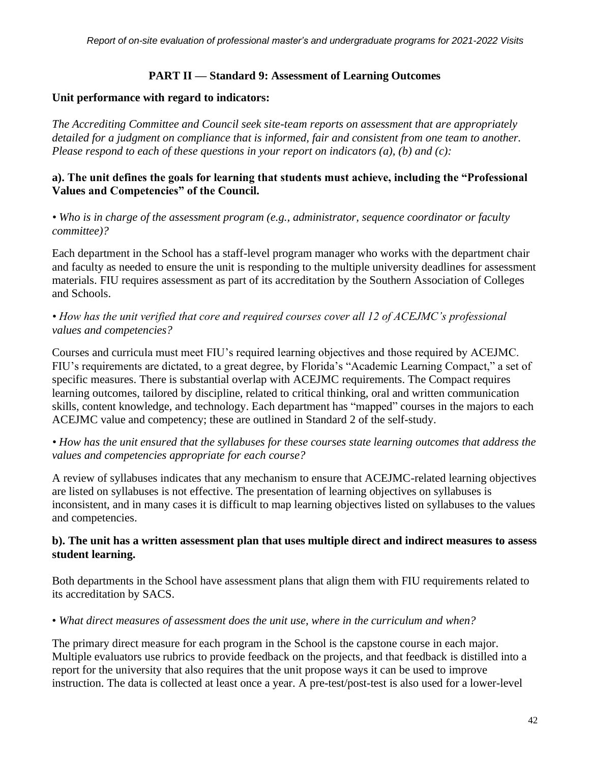## PART II — Standard 9: Assessment of Learning Outcomes

**Unit performance with regard to indicators:**

*The Accrediting Committee and Council seek site-team reports on assessment that are appropriately detailed for a judgment on compliance that is informed, fair and consistent from one team to another. Please respond to each of these questions in your report on indicators (a), (b) and (c):*

**a). The unit defines the goals for learning that students must achieve, including the "Professional Values and Competencies" of the Council.**

*• Who is in charge of the assessment program (e.g., administrator, sequence coordinator or faculty committee)?*

Each department in the School has a staff-level program manager who works with the department chair and faculty as needed to ensure the unit is responding to the multiple university deadlines for assessment materials. FIU requires assessment as part of its accreditation by the Southern Association of Colleges and Schools.

*• How has the unit verified that core and required courses cover all 12 of ACEJMC's professional values and competencies?*

Courses and curricula must meet FIU's required learning objectives and those required by ACEJMC. FIU's requirements are dictated, to a great degree, by Florida's "Academic Learning Compact," a set of specific measures. There is substantial overlap with ACEJMC requirements. The Compact requires learning outcomes, tailored by discipline, related to critical thinking, oral and written communication skills, content knowledge, and technology. Each department has "mapped" courses in the majors to each ACEJMC value and competency; these are outlined in Standard 2 of the self-study.

*• How has the unit ensured that the syllabuses for these courses state learning outcomes that address the values and competencies appropriate for each course?*

A review of syllabuses indicates that any mechanism to ensure that ACEJMC-related learning objectives are listed on syllabuses is not effective. The presentation of learning objectives on syllabuses is inconsistent, and in many cases it is difficult to map learning objectives listed on syllabuses to the values and competencies.

**b). The unit has a written assessment plan that uses multiple direct and indirect measures to assess student learning.**

Both departments in the School have assessment plans that align them with FIU requirements related to its accreditation by SACS.

*• What direct measures of assessment does the unit use, where in the curriculum and when?*

The primary direct measure for each program in the School is the capstone course in each major. Multiple evaluators use rubrics to provide feedback on the projects, and that feedback is distilled into a report for the university that also requires that the unit propose ways it can be used to improve instruction. The data is collected at least once a year. A pre-test/post-test is also used for a lower-level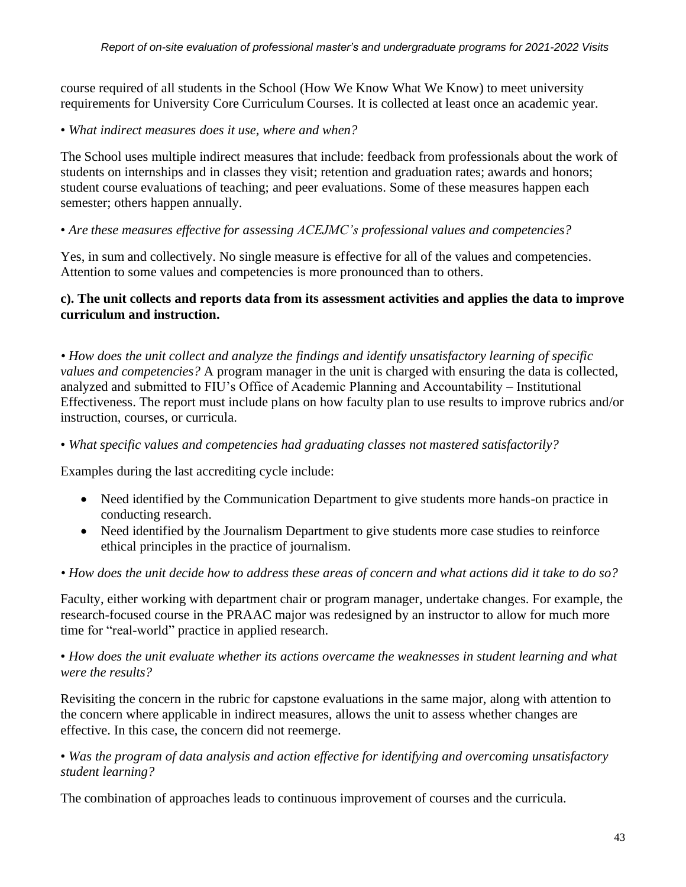course required of all students in the School (How We Know What We Know) to meet university requirements for University Core Curriculum Courses. It is collected at least once an academic year.

• *What indirect measures does it use, where and when?*

The School uses multiple indirect measures that include: feedback from professionals about the work of students on internships and in classes they visit; retention and graduation rates; awards and honors; student course evaluations of teaching; and peer evaluations. Some of these measures happen each semester; others happen annually.

• *Are these measures effective for assessing ACEJMC's professional values and competencies?*

Yes, in sum and collectively. No single measure is effective for all of the values and competencies. Attention to some values and competencies is more pronounced than to others.

**c). The unit collects and reports data from its assessment activities and applies the data to improve curriculum and instruction.**

*• How does the unit collect and analyze the findings and identify unsatisfactory learning of specific values and competencies?* A program manager in the unit is charged with ensuring the data is collected, analyzed and submitted to FIU's Office of Academic Planning and Accountability – Institutional Effectiveness. The report must include plans on how faculty plan to use results to improve rubrics and/or instruction, courses, or curricula.

• *What specific values and competencies had graduating classes not mastered satisfactorily?*

Examples during the last accrediting cycle include:

- Need identified by the Communication Department to give students more hands-on practice in conducting research.
- Need identified by the Journalism Department to give students more case studies to reinforce ethical principles in the practice of journalism.

*• How does the unit decide how to address these areas of concern and what actions did it take to do so?*

Faculty, either working with department chair or program manager, undertake changes. For example, the research-focused course in the PRAAC major was redesigned by an instructor to allow for much more time for "real-world" practice in applied research.

• *How does the unit evaluate whether its actions overcame the weaknesses in student learning and what were the results?*

Revisiting the concern in the rubric for capstone evaluations in the same major, along with attention to the concern where applicable in indirect measures, allows the unit to assess whether changes are effective. In this case, the concern did not reemerge.

• *Was the program of data analysis and action effective for identifying and overcoming unsatisfactory student learning?*

The combination of approaches leads to continuous improvement of courses and the curricula.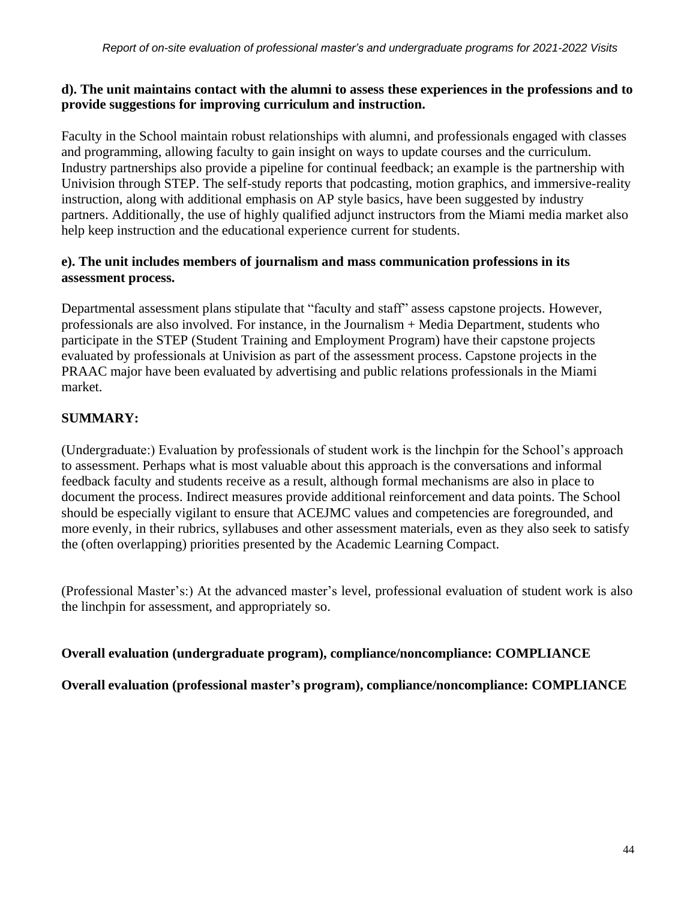**d). The unit maintains contact with the alumni to assess these experiences in the professions and to provide suggestions for improving curriculum and instruction.**

Faculty in the School maintain robust relationships with alumni, and professionals engaged with classes and programming, allowing faculty to gain insight on ways to update courses and the curriculum. Industry partnerships also provide a pipeline for continual feedback; an example is the partnership with Univision through STEP. The self-study reports that podcasting, motion graphics, and immersive-reality instruction, along with additional emphasis on AP style basics, have been suggested by industry partners. Additionally, the use of highly qualified adjunct instructors from the Miami media market also help keep instruction and the educational experience current for students.

**e). The unit includes members of journalism and mass communication professions in its assessment process.**

Departmental assessment plans stipulate that "faculty and staff" assess capstone projects. However, professionals are also involved. For instance, in the Journalism + Media Department, students who participate in the STEP (Student Training and Employment Program) have their capstone projects evaluated by professionals at Univision as part of the assessment process. Capstone projects in the PRAAC major have been evaluated by advertising and public relations professionals in the Miami market.

**SUMMARY:**

(Undergraduate:) Evaluation by professionals of student work is the linchpin for the School's approach to assessment. Perhaps what is most valuable about this approach is the conversations and informal feedback faculty and students receive as a result, although formal mechanisms are also in place to document the process. Indirect measures provide additional reinforcement and data points. The School should be especially vigilant to ensure that ACEJMC values and competencies are foregrounded, and more evenly, in their rubrics, syllabuses and other assessment materials, even as they also seek to satisfy the (often overlapping) priorities presented by the Academic Learning Compact.

(Professional Master's:) At the advanced master's level, professional evaluation of student work is also the linchpin for assessment, and appropriately so.

**Overall evaluation (undergraduate program), compliance/noncompliance: COMPLIANCE**

**Overall evaluation (professional master's program), compliance/noncompliance: COMPLIANCE**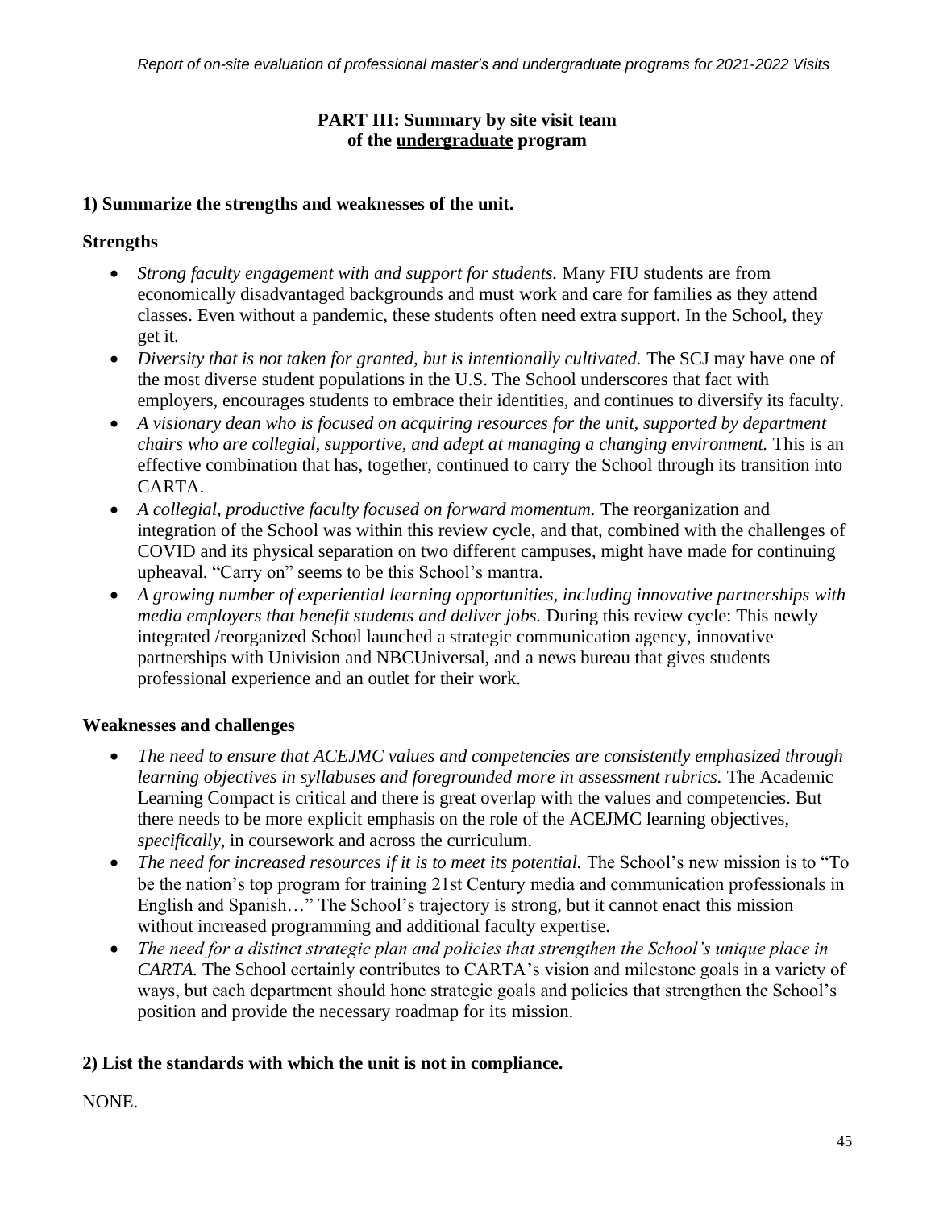**PART III: Summary by site visit team of the <u>undergraduate</u> program**

**1) Summarize the strengths and weaknesses of the unit.**

**Strengths**

- *Strong faculty engagement with and support for students.* Many FIU students are from economically disadvantaged backgrounds and must work and care for families as they attend classes. Even without a pandemic, these students often need extra support. In the School, they get it.
- *Diversity that is not taken for granted, but is intentionally cultivated.* The SCJ may have one of the most diverse student populations in the U.S. The School underscores that fact with employers, encourages students to embrace their identities, and continues to diversify its faculty.
- *A visionary dean who is focused on acquiring resources for the unit, supported by department chairs who are collegial, supportive, and adept at managing a changing environment.* This is an effective combination that has, together, continued to carry the School through its transition into CARTA.
- *A collegial, productive faculty focused on forward momentum.* The reorganization and integration of the School was within this review cycle, and that, combined with the challenges of COVID and its physical separation on two different campuses, might have made for continuing upheaval. "Carry on" seems to be this School's mantra.
- *A growing number of experiential learning opportunities, including innovative partnerships with media employers that benefit students and deliver jobs.* During this review cycle: This newly integrated /reorganized School launched a strategic communication agency, innovative partnerships with Univision and NBCUniversal, and a news bureau that gives students professional experience and an outlet for their work.

**Weaknesses and challenges**

- *The need to ensure that ACEJMC values and competencies are consistently emphasized through learning objectives in syllabuses and foregrounded more in assessment rubrics.* The Academic Learning Compact is critical and there is great overlap with the values and competencies. But there needs to be more explicit emphasis on the role of the ACEJMC learning objectives, *specifically*, in coursework and across the curriculum.
- *The need for increased resources if it is to meet its potential.* The School's new mission is to "To be the nation's top program for training 21st Century media and communication professionals in English and Spanish…" The School's trajectory is strong, but it cannot enact this mission without increased programming and additional faculty expertise.
- *The need for a distinct strategic plan and policies that strengthen the School's unique place in CARTA.* The School certainly contributes to CARTA's vision and milestone goals in a variety of ways, but each department should hone strategic goals and policies that strengthen the School's position and provide the necessary roadmap for its mission.

**2) List the standards with which the unit is not in compliance.**

NONE.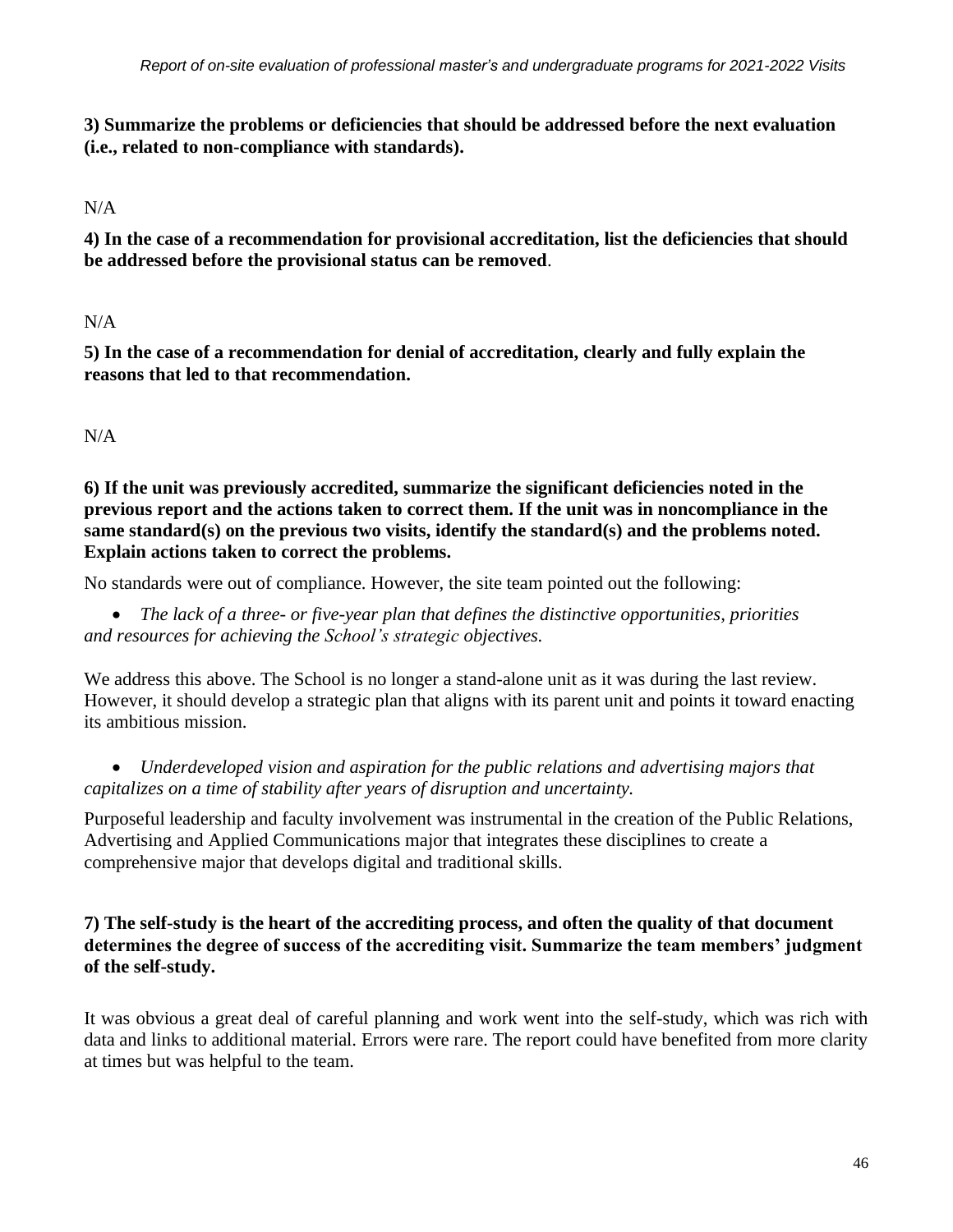**3) Summarize the problems or deficiencies that should be addressed before the next evaluation (i.e., related to non-compliance with standards).**

N/A

**4) In the case of a recommendation for provisional accreditation, list the deficiencies that should be addressed before the provisional status can be removed**.

N/A

**5) In the case of a recommendation for denial of accreditation, clearly and fully explain the reasons that led to that recommendation.**

N/A

**6) If the unit was previously accredited, summarize the significant deficiencies noted in the previous report and the actions taken to correct them. If the unit was in noncompliance in the same standard(s) on the previous two visits, identify the standard(s) and the problems noted. Explain actions taken to correct the problems.**

No standards were out of compliance. However, the site team pointed out the following:

- *The lack of a three- or five-year plan that defines the distinctive opportunities, priorities and resources for achieving the School's strategic objectives.*

We address this above. The School is no longer a stand-alone unit as it was during the last review. However, it should develop a strategic plan that aligns with its parent unit and points it toward enacting its ambitious mission.

- *Underdeveloped vision and aspiration for the public relations and advertising majors that capitalizes on a time of stability after years of disruption and uncertainty.*

Purposeful leadership and faculty involvement was instrumental in the creation of the Public Relations, Advertising and Applied Communications major that integrates these disciplines to create a comprehensive major that develops digital and traditional skills.

**7) The self-study is the heart of the accrediting process, and often the quality of that document determines the degree of success of the accrediting visit. Summarize the team members' judgment of the self-study.**

It was obvious a great deal of careful planning and work went into the self-study, which was rich with data and links to additional material. Errors were rare. The report could have benefited from more clarity at times but was helpful to the team.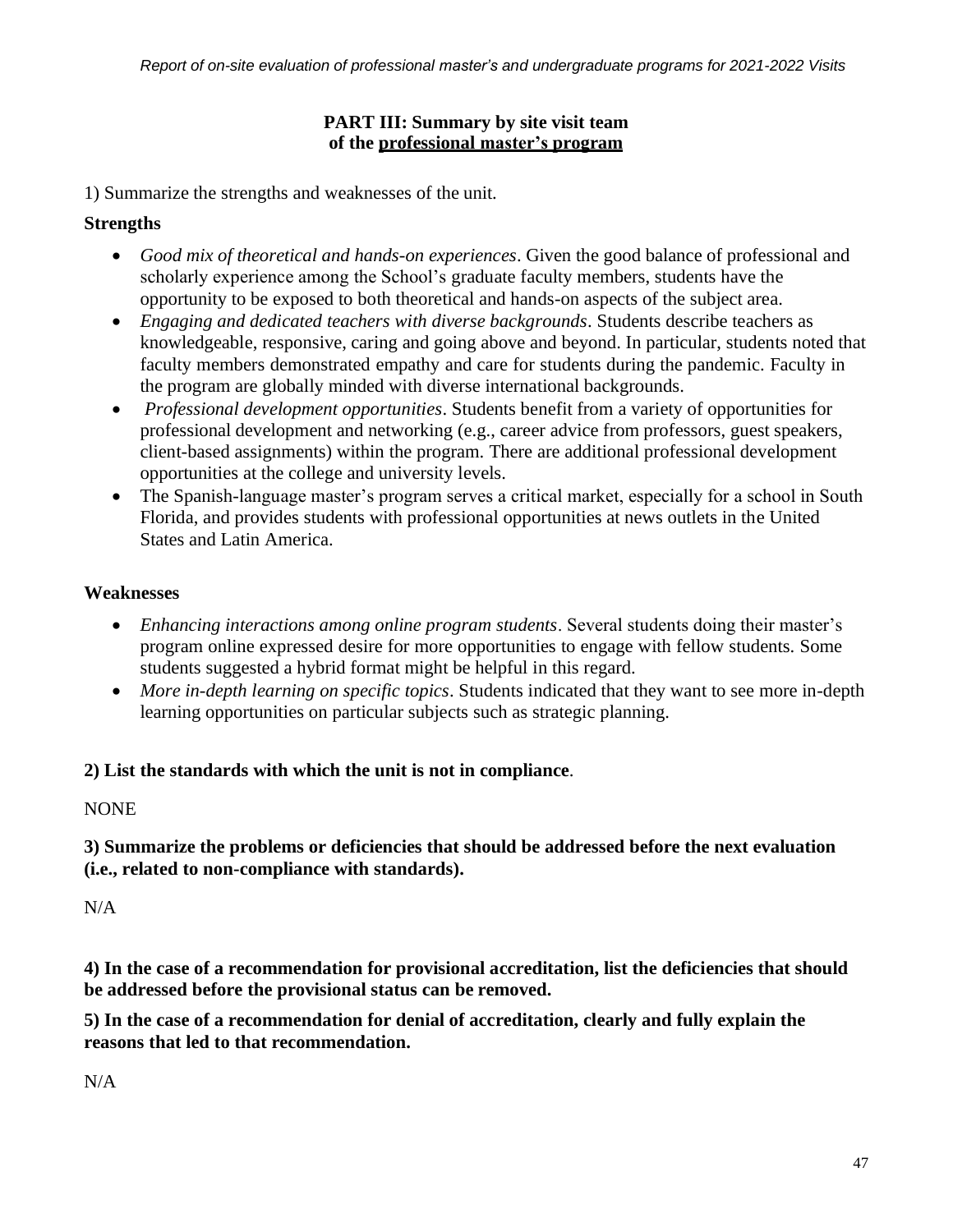**PART III: Summary by site visit team of the <u>professional master's program</u>**

1) Summarize the strengths and weaknesses of the unit.

**Strengths**

- *Good mix of theoretical and hands-on experiences*. Given the good balance of professional and scholarly experience among the School's graduate faculty members, students have the opportunity to be exposed to both theoretical and hands-on aspects of the subject area.
- *Engaging and dedicated teachers with diverse backgrounds*. Students describe teachers as knowledgeable, responsive, caring and going above and beyond. In particular, students noted that faculty members demonstrated empathy and care for students during the pandemic. Faculty in the program are globally minded with diverse international backgrounds.
- *Professional development opportunities*. Students benefit from a variety of opportunities for professional development and networking (e.g., career advice from professors, guest speakers, client-based assignments) within the program. There are additional professional development opportunities at the college and university levels.
- The Spanish-language master's program serves a critical market, especially for a school in South Florida, and provides students with professional opportunities at news outlets in the United States and Latin America.

**Weaknesses**

- *Enhancing interactions among online program students*. Several students doing their master's program online expressed desire for more opportunities to engage with fellow students. Some students suggested a hybrid format might be helpful in this regard.
- *More in-depth learning on specific topics*. Students indicated that they want to see more in-depth learning opportunities on particular subjects such as strategic planning.

**2) List the standards with which the unit is not in compliance**.

NONE

**3) Summarize the problems or deficiencies that should be addressed before the next evaluation (i.e., related to non-compliance with standards).**

N/A

**4) In the case of a recommendation for provisional accreditation, list the deficiencies that should be addressed before the provisional status can be removed.**

**5) In the case of a recommendation for denial of accreditation, clearly and fully explain the reasons that led to that recommendation.**

N/A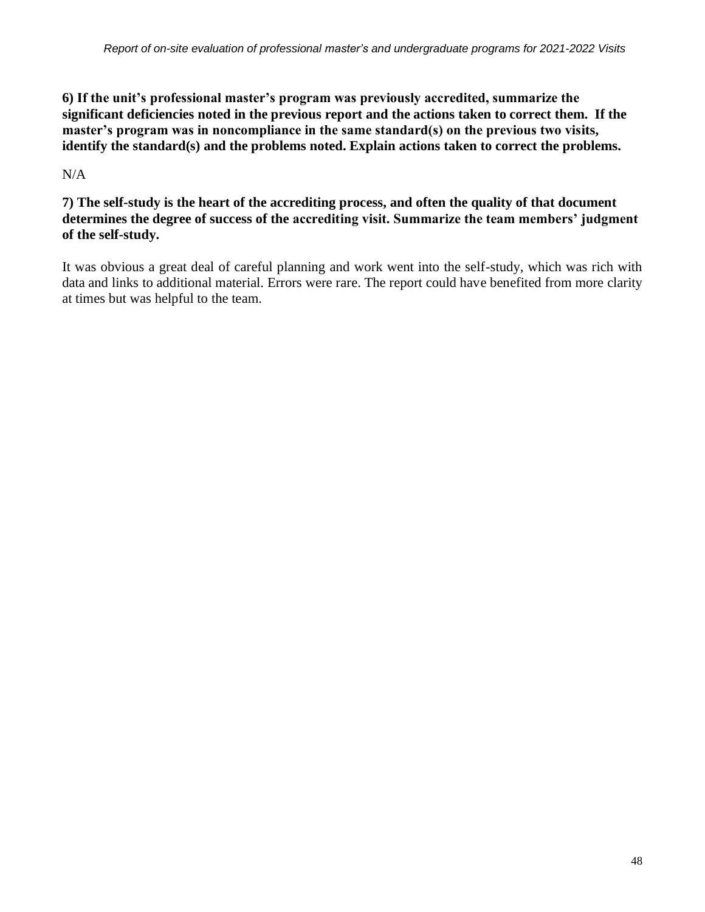**6) If the unit's professional master's program was previously accredited, summarize the significant deficiencies noted in the previous report and the actions taken to correct them. If the master's program was in noncompliance in the same standard(s) on the previous two visits, identify the standard(s) and the problems noted. Explain actions taken to correct the problems.**

N/A

**7) The self-study is the heart of the accrediting process, and often the quality of that document determines the degree of success of the accrediting visit. Summarize the team members' judgment of the self-study.**

It was obvious a great deal of careful planning and work went into the self-study, which was rich with data and links to additional material. Errors were rare. The report could have benefited from more clarity at times but was helpful to the team.